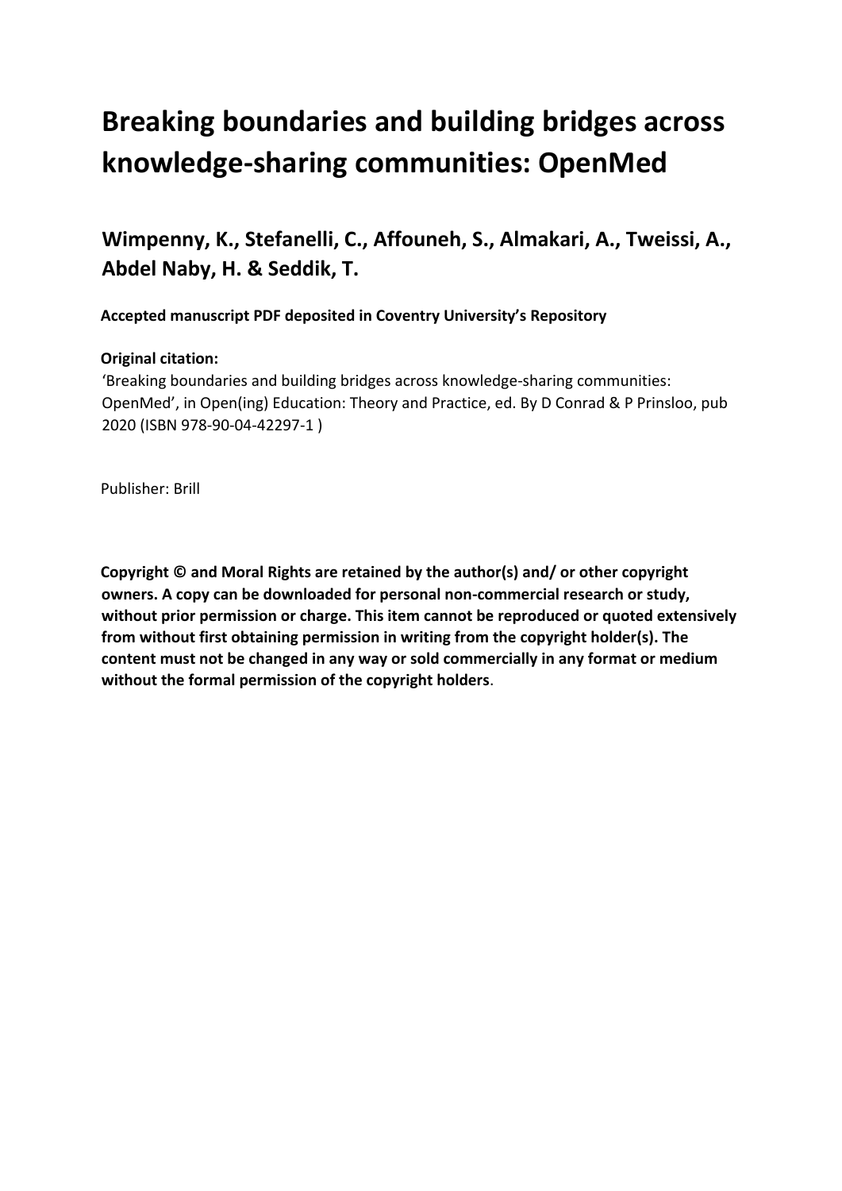# Breaking boundaries and building bridges across knowledge-sharing communities: OpenMed

## Wimpenny, K., Stefanelli, C., Affouneh, S., Almakari, A., Tweissi, A., Abdel Naby, H. & Seddik, T.

**Accepted manuscript PDF deposited in Coventry University's Repository**

**Original citation:**
'Breaking boundaries and building bridges across knowledge-sharing communities: OpenMed', in Open(ing) Education: Theory and Practice, ed. By D Conrad & P Prinsloo, pub 2020 (ISBN 978-90-04-42297-1 )

Publisher: Brill

**Copyright © and Moral Rights are retained by the author(s) and/ or other copyright owners. A copy can be downloaded for personal non-commercial research or study, without prior permission or charge. This item cannot be reproduced or quoted extensively from without first obtaining permission in writing from the copyright holder(s). The content must not be changed in any way or sold commercially in any format or medium without the formal permission of the copyright holders**.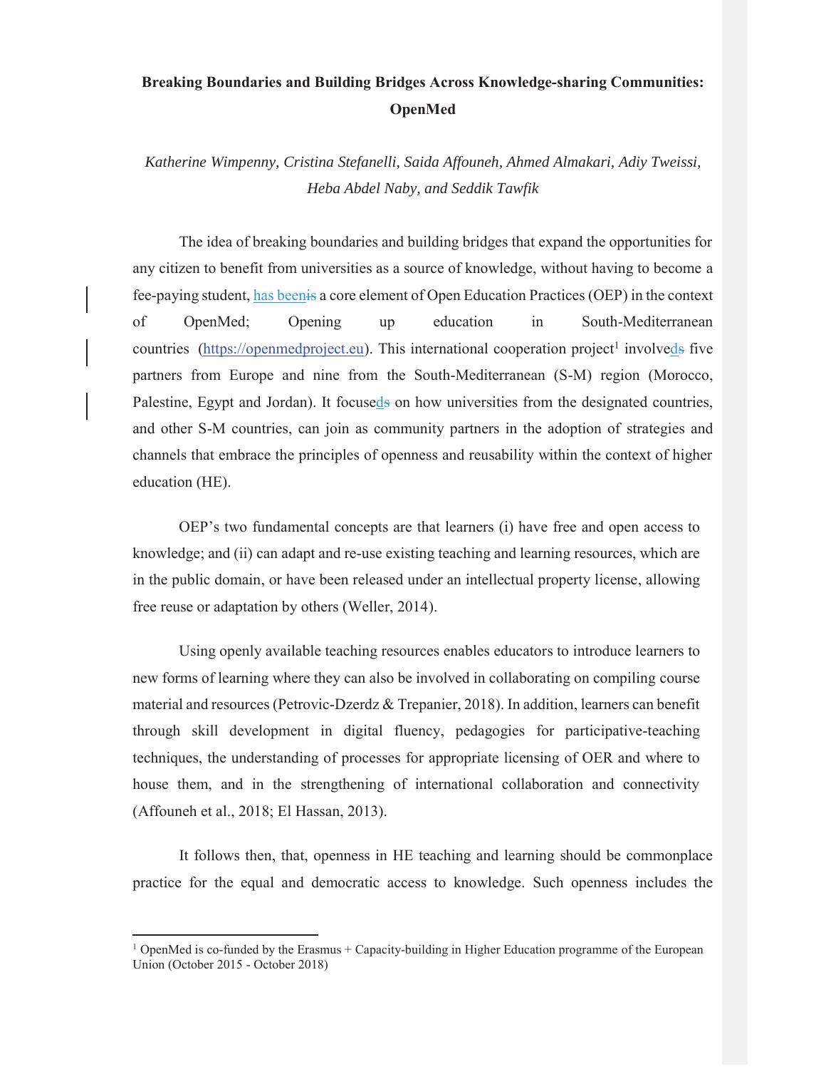**Breaking Boundaries and Building Bridges Across Knowledge-sharing Communities: OpenMed**

*Katherine Wimpenny, Cristina Stefanelli, Saida Affouneh, Ahmed Almakari, Adiy Tweissi, Heba Abdel Naby, and Seddik Tawfik*

The idea of breaking boundaries and building bridges that expand the opportunities for any citizen to benefit from universities as a source of knowledge, without having to become a fee-paying student, has been a core element of Open Education Practices (OEP) in the context of OpenMed; Opening up education in South-Mediterranean countries (https://openmedproject.eu). This international cooperation project[1] involved five partners from Europe and nine from the South-Mediterranean (S-M) region (Morocco, Palestine, Egypt and Jordan). It focused on how universities from the designated countries, and other S-M countries, can join as community partners in the adoption of strategies and channels that embrace the principles of openness and reusability within the context of higher education (HE).

OEP's two fundamental concepts are that learners (i) have free and open access to knowledge; and (ii) can adapt and re-use existing teaching and learning resources, which are in the public domain, or have been released under an intellectual property license, allowing free reuse or adaptation by others (Weller, 2014).

Using openly available teaching resources enables educators to introduce learners to new forms of learning where they can also be involved in collaborating on compiling course material and resources (Petrovic-Dzerdz & Trepanier, 2018). In addition, learners can benefit through skill development in digital fluency, pedagogies for participative-teaching techniques, the understanding of processes for appropriate licensing of OER and where to house them, and in the strengthening of international collaboration and connectivity (Affouneh et al., 2018; El Hassan, 2013).

It follows then, that, openness in HE teaching and learning should be commonplace practice for the equal and democratic access to knowledge. Such openness includes the

[1] OpenMed is co-funded by the Erasmus + Capacity-building in Higher Education programme of the European Union (October 2015 - October 2018)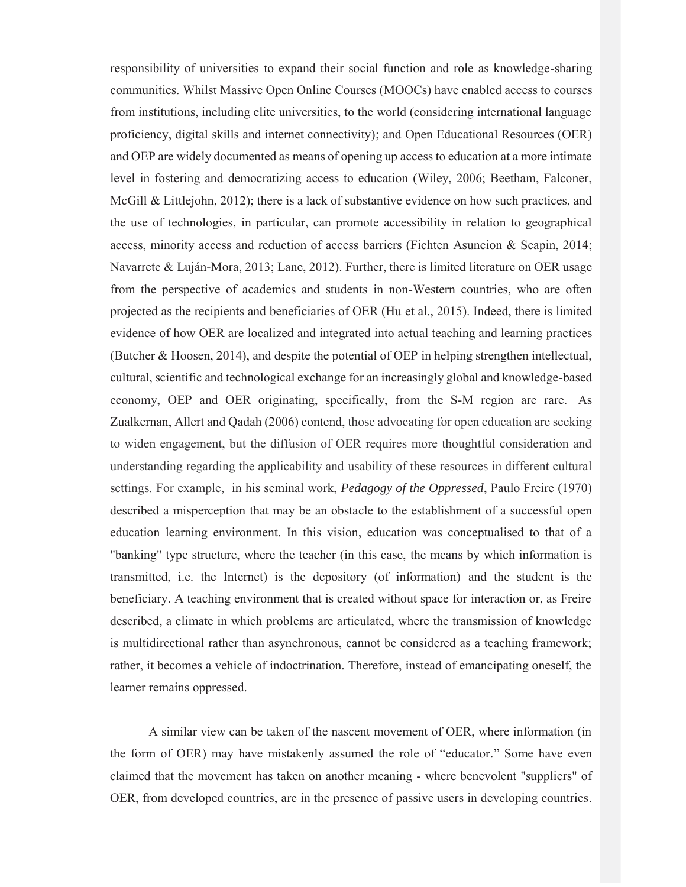responsibility of universities to expand their social function and role as knowledge-sharing communities. Whilst Massive Open Online Courses (MOOCs) have enabled access to courses from institutions, including elite universities, to the world (considering international language proficiency, digital skills and internet connectivity); and Open Educational Resources (OER) and OEP are widely documented as means of opening up access to education at a more intimate level in fostering and democratizing access to education (Wiley, 2006; Beetham, Falconer, McGill & Littlejohn, 2012); there is a lack of substantive evidence on how such practices, and the use of technologies, in particular, can promote accessibility in relation to geographical access, minority access and reduction of access barriers (Fichten Asuncion & Scapin, 2014; Navarrete & Luján-Mora, 2013; Lane, 2012). Further, there is limited literature on OER usage from the perspective of academics and students in non-Western countries, who are often projected as the recipients and beneficiaries of OER (Hu et al., 2015). Indeed, there is limited evidence of how OER are localized and integrated into actual teaching and learning practices (Butcher & Hoosen, 2014), and despite the potential of OEP in helping strengthen intellectual, cultural, scientific and technological exchange for an increasingly global and knowledge-based economy, OEP and OER originating, specifically, from the S-M region are rare. As Zualkernan, Allert and Qadah (2006) contend, those advocating for open education are seeking to widen engagement, but the diffusion of OER requires more thoughtful consideration and understanding regarding the applicability and usability of these resources in different cultural settings. For example, in his seminal work, *Pedagogy of the Oppressed*, Paulo Freire (1970) described a misperception that may be an obstacle to the establishment of a successful open education learning environment. In this vision, education was conceptualised to that of a "banking" type structure, where the teacher (in this case, the means by which information is transmitted, i.e. the Internet) is the depository (of information) and the student is the beneficiary. A teaching environment that is created without space for interaction or, as Freire described, a climate in which problems are articulated, where the transmission of knowledge is multidirectional rather than asynchronous, cannot be considered as a teaching framework; rather, it becomes a vehicle of indoctrination. Therefore, instead of emancipating oneself, the learner remains oppressed.

A similar view can be taken of the nascent movement of OER, where information (in the form of OER) may have mistakenly assumed the role of "educator." Some have even claimed that the movement has taken on another meaning - where benevolent "suppliers" of OER, from developed countries, are in the presence of passive users in developing countries.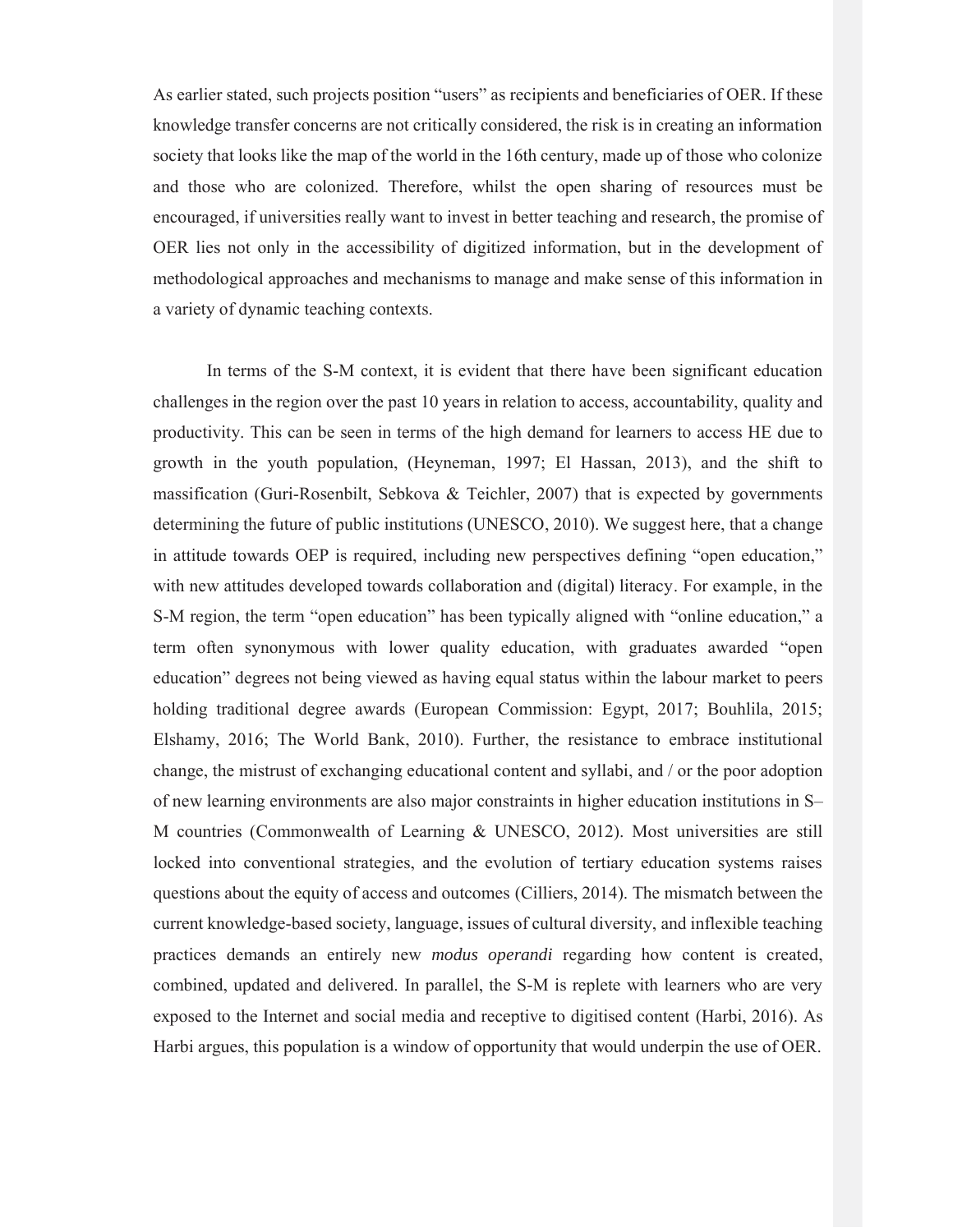As earlier stated, such projects position "users" as recipients and beneficiaries of OER. If these knowledge transfer concerns are not critically considered, the risk is in creating an information society that looks like the map of the world in the 16th century, made up of those who colonize and those who are colonized. Therefore, whilst the open sharing of resources must be encouraged, if universities really want to invest in better teaching and research, the promise of OER lies not only in the accessibility of digitized information, but in the development of methodological approaches and mechanisms to manage and make sense of this information in a variety of dynamic teaching contexts.

In terms of the S-M context, it is evident that there have been significant education challenges in the region over the past 10 years in relation to access, accountability, quality and productivity. This can be seen in terms of the high demand for learners to access HE due to growth in the youth population, (Heyneman, 1997; El Hassan, 2013), and the shift to massification (Guri-Rosenbilt, Sebkova & Teichler, 2007) that is expected by governments determining the future of public institutions (UNESCO, 2010). We suggest here, that a change in attitude towards OEP is required, including new perspectives defining "open education," with new attitudes developed towards collaboration and (digital) literacy. For example, in the S-M region, the term "open education" has been typically aligned with "online education," a term often synonymous with lower quality education, with graduates awarded "open education" degrees not being viewed as having equal status within the labour market to peers holding traditional degree awards (European Commission: Egypt, 2017; Bouhlila, 2015; Elshamy, 2016; The World Bank, 2010). Further, the resistance to embrace institutional change, the mistrust of exchanging educational content and syllabi, and / or the poor adoption of new learning environments are also major constraints in higher education institutions in S–M countries (Commonwealth of Learning & UNESCO, 2012). Most universities are still locked into conventional strategies, and the evolution of tertiary education systems raises questions about the equity of access and outcomes (Cilliers, 2014). The mismatch between the current knowledge-based society, language, issues of cultural diversity, and inflexible teaching practices demands an entirely new *modus operandi* regarding how content is created, combined, updated and delivered. In parallel, the S-M is replete with learners who are very exposed to the Internet and social media and receptive to digitised content (Harbi, 2016). As Harbi argues, this population is a window of opportunity that would underpin the use of OER.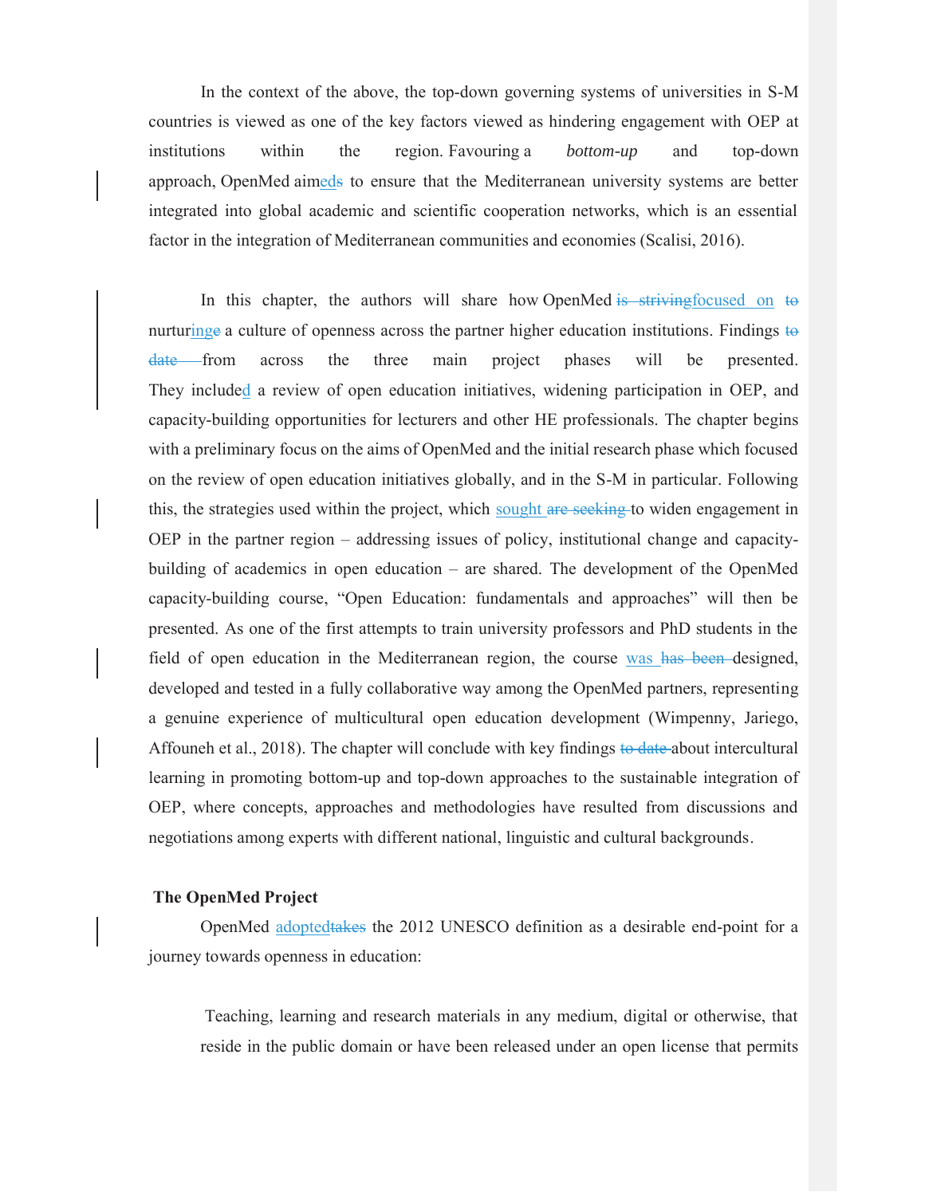In the context of the above, the top-down governing systems of universities in S-M countries is viewed as one of the key factors viewed as hindering engagement with OEP at institutions within the region. Favouring a *bottom-up* and top-down approach, OpenMed aimed~~s~~ to ensure that the Mediterranean university systems are better integrated into global academic and scientific cooperation networks, which is an essential factor in the integration of Mediterranean communities and economies (Scalisi, 2016).

In this chapter, the authors will share how OpenMed ~~is striving~~focused on ~~to~~ nurturing~~e~~ a culture of openness across the partner higher education institutions. Findings ~~to date~~ from across the three main project phases will be presented. They included a review of open education initiatives, widening participation in OEP, and capacity-building opportunities for lecturers and other HE professionals. The chapter begins with a preliminary focus on the aims of OpenMed and the initial research phase which focused on the review of open education initiatives globally, and in the S-M in particular. Following this, the strategies used within the project, which sought ~~are seeking~~ to widen engagement in OEP in the partner region – addressing issues of policy, institutional change and capacity-building of academics in open education – are shared. The development of the OpenMed capacity-building course, "Open Education: fundamentals and approaches" will then be presented. As one of the first attempts to train university professors and PhD students in the field of open education in the Mediterranean region, the course was ~~has been~~ designed, developed and tested in a fully collaborative way among the OpenMed partners, representing a genuine experience of multicultural open education development (Wimpenny, Jariego, Affouneh et al., 2018). The chapter will conclude with key findings ~~to date~~ about intercultural learning in promoting bottom-up and top-down approaches to the sustainable integration of OEP, where concepts, approaches and methodologies have resulted from discussions and negotiations among experts with different national, linguistic and cultural backgrounds.

**The OpenMed Project**

OpenMed adopted~~takes~~ the 2012 UNESCO definition as a desirable end-point for a journey towards openness in education:

> Teaching, learning and research materials in any medium, digital or otherwise, that reside in the public domain or have been released under an open license that permits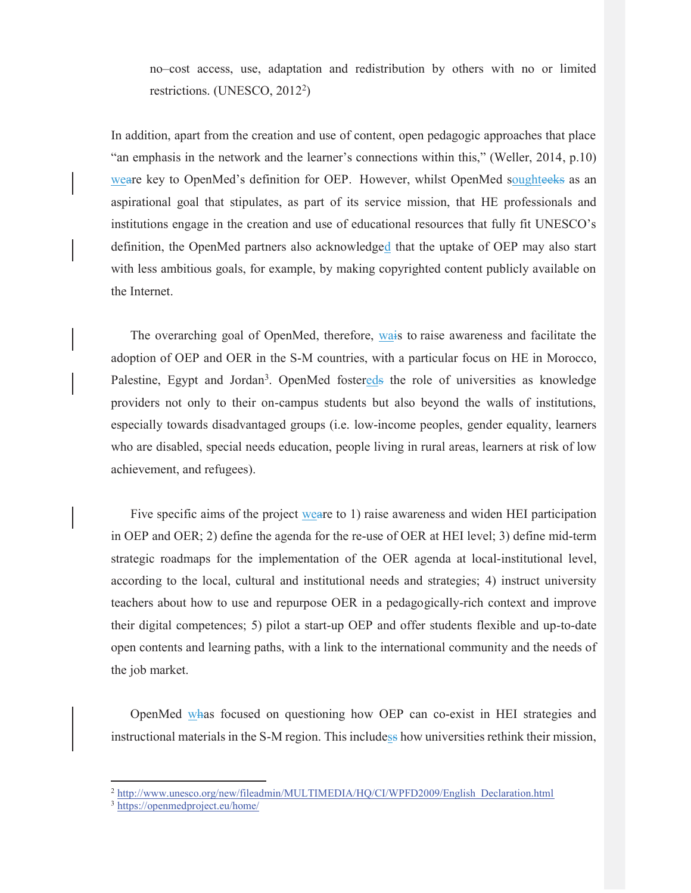> no–cost access, use, adaptation and redistribution by others with no or limited restrictions. (UNESCO, 2012[2])

In addition, apart from the creation and use of content, open pedagogic approaches that place "an emphasis in the network and the learner's connections within this," (Weller, 2014, p.10) were key to OpenMed's definition for OEP. However, whilst OpenMed sought as an aspirational goal that stipulates, as part of its service mission, that HE professionals and institutions engage in the creation and use of educational resources that fully fit UNESCO's definition, the OpenMed partners also acknowledged that the uptake of OEP may also start with less ambitious goals, for example, by making copyrighted content publicly available on the Internet.

The overarching goal of OpenMed, therefore, was to raise awareness and facilitate the adoption of OEP and OER in the S-M countries, with a particular focus on HE in Morocco, Palestine, Egypt and Jordan[3]. OpenMed fostered the role of universities as knowledge providers not only to their on-campus students but also beyond the walls of institutions, especially towards disadvantaged groups (i.e. low-income peoples, gender equality, learners who are disabled, special needs education, people living in rural areas, learners at risk of low achievement, and refugees).

Five specific aims of the project were to 1) raise awareness and widen HEI participation in OEP and OER; 2) define the agenda for the re-use of OER at HEI level; 3) define mid-term strategic roadmaps for the implementation of the OER agenda at local-institutional level, according to the local, cultural and institutional needs and strategies; 4) instruct university teachers about how to use and repurpose OER in a pedagogically-rich context and improve their digital competences; 5) pilot a start-up OEP and offer students flexible and up-to-date open contents and learning paths, with a link to the international community and the needs of the job market.

OpenMed was focused on questioning how OEP can co-exist in HEI strategies and instructional materials in the S-M region. This included how universities rethink their mission,

---

[2] http://www.unesco.org/new/fileadmin/MULTIMEDIA/HQ/CI/WPFD2009/English_Declaration.html

[3] https://openmedproject.eu/home/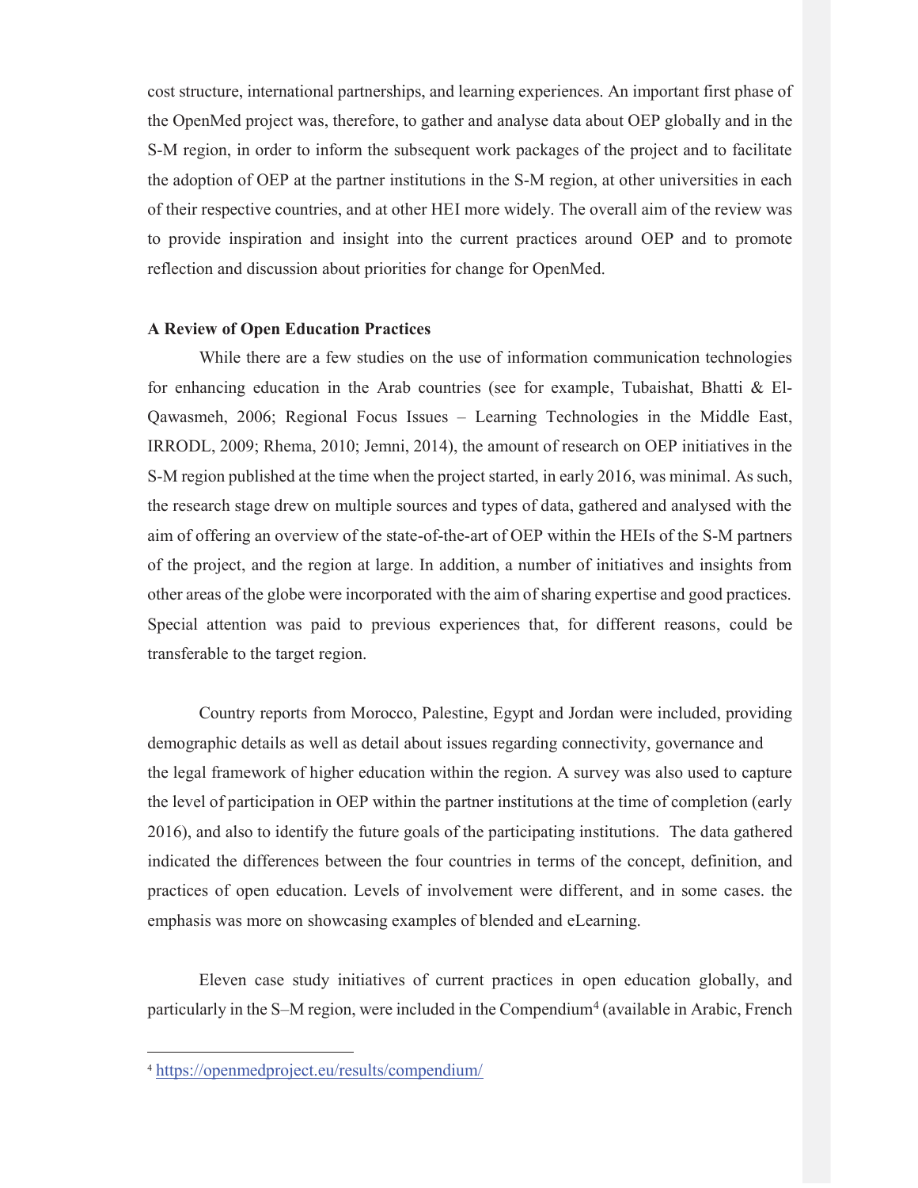cost structure, international partnerships, and learning experiences. An important first phase of the OpenMed project was, therefore, to gather and analyse data about OEP globally and in the S-M region, in order to inform the subsequent work packages of the project and to facilitate the adoption of OEP at the partner institutions in the S-M region, at other universities in each of their respective countries, and at other HEI more widely. The overall aim of the review was to provide inspiration and insight into the current practices around OEP and to promote reflection and discussion about priorities for change for OpenMed.

**A Review of Open Education Practices**

While there are a few studies on the use of information communication technologies for enhancing education in the Arab countries (see for example, Tubaishat, Bhatti & El-Qawasmeh, 2006; Regional Focus Issues – Learning Technologies in the Middle East, IRRODL, 2009; Rhema, 2010; Jemni, 2014), the amount of research on OEP initiatives in the S-M region published at the time when the project started, in early 2016, was minimal. As such, the research stage drew on multiple sources and types of data, gathered and analysed with the aim of offering an overview of the state-of-the-art of OEP within the HEIs of the S-M partners of the project, and the region at large. In addition, a number of initiatives and insights from other areas of the globe were incorporated with the aim of sharing expertise and good practices. Special attention was paid to previous experiences that, for different reasons, could be transferable to the target region.

Country reports from Morocco, Palestine, Egypt and Jordan were included, providing demographic details as well as detail about issues regarding connectivity, governance and the legal framework of higher education within the region. A survey was also used to capture the level of participation in OEP within the partner institutions at the time of completion (early 2016), and also to identify the future goals of the participating institutions. The data gathered indicated the differences between the four countries in terms of the concept, definition, and practices of open education. Levels of involvement were different, and in some cases. the emphasis was more on showcasing examples of blended and eLearning.

Eleven case study initiatives of current practices in open education globally, and particularly in the S–M region, were included in the Compendium[4] (available in Arabic, French

[4] https://openmedproject.eu/results/compendium/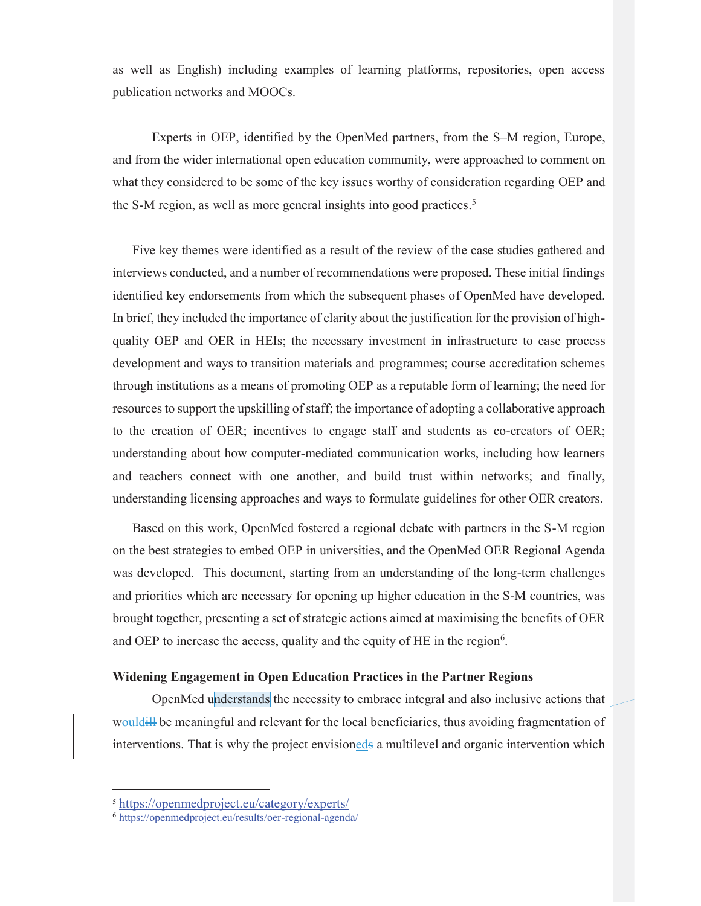as well as English) including examples of learning platforms, repositories, open access publication networks and MOOCs.

Experts in OEP, identified by the OpenMed partners, from the S–M region, Europe, and from the wider international open education community, were approached to comment on what they considered to be some of the key issues worthy of consideration regarding OEP and the S-M region, as well as more general insights into good practices.[5]

Five key themes were identified as a result of the review of the case studies gathered and interviews conducted, and a number of recommendations were proposed. These initial findings identified key endorsements from which the subsequent phases of OpenMed have developed. In brief, they included the importance of clarity about the justification for the provision of high-quality OEP and OER in HEIs; the necessary investment in infrastructure to ease process development and ways to transition materials and programmes; course accreditation schemes through institutions as a means of promoting OEP as a reputable form of learning; the need for resources to support the upskilling of staff; the importance of adopting a collaborative approach to the creation of OER; incentives to engage staff and students as co-creators of OER; understanding about how computer-mediated communication works, including how learners and teachers connect with one another, and build trust within networks; and finally, understanding licensing approaches and ways to formulate guidelines for other OER creators.

Based on this work, OpenMed fostered a regional debate with partners in the S-M region on the best strategies to embed OEP in universities, and the OpenMed OER Regional Agenda was developed. This document, starting from an understanding of the long-term challenges and priorities which are necessary for opening up higher education in the S-M countries, was brought together, presenting a set of strategic actions aimed at maximising the benefits of OER and OEP to increase the access, quality and the equity of HE in the region[6].

**Widening Engagement in Open Education Practices in the Partner Regions**

OpenMed understands the necessity to embrace integral and also inclusive actions that would be meaningful and relevant for the local beneficiaries, thus avoiding fragmentation of interventions. That is why the project envisioned a multilevel and organic intervention which

---

[5] https://openmedproject.eu/category/experts/

[6] https://openmedproject.eu/results/oer-regional-agenda/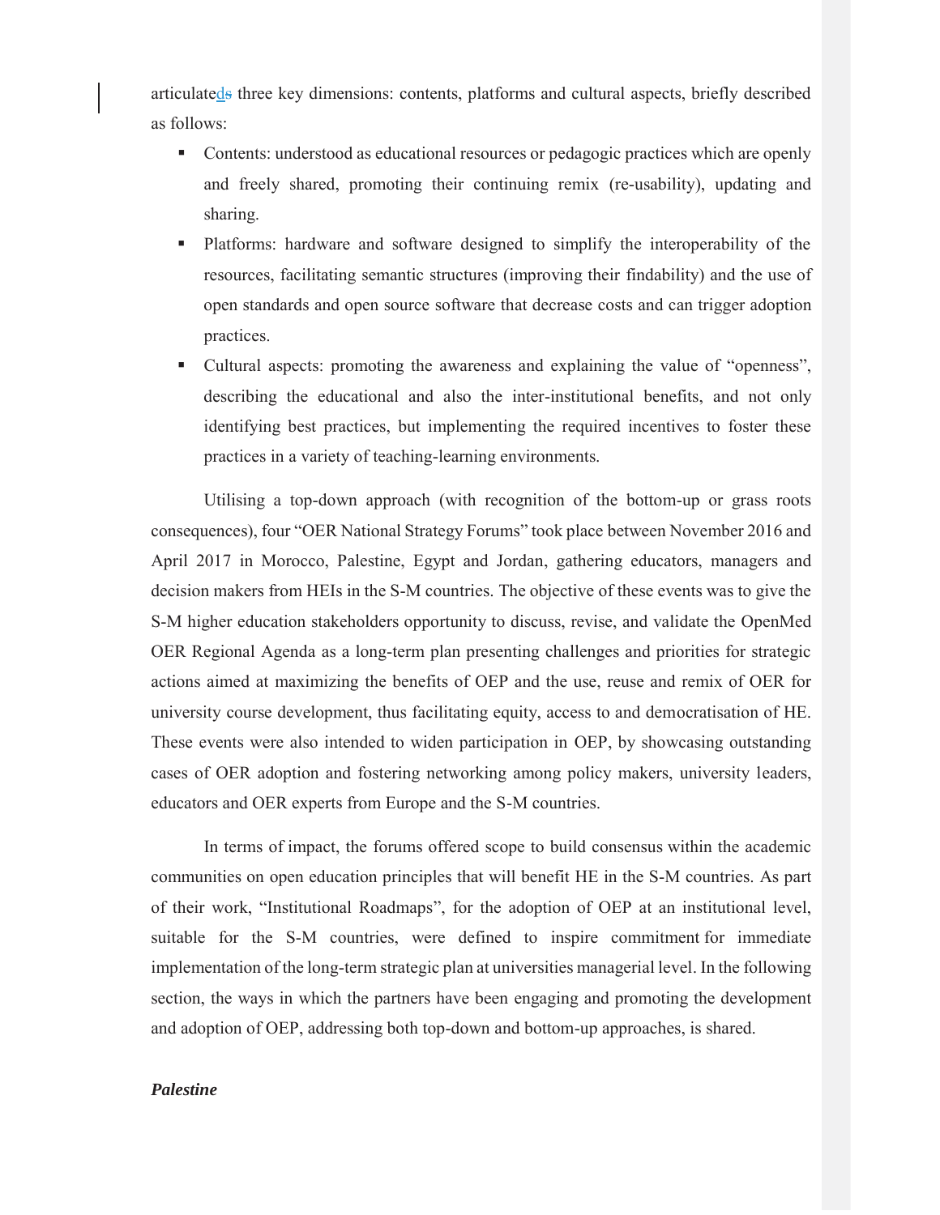articulateds three key dimensions: contents, platforms and cultural aspects, briefly described as follows:

- Contents: understood as educational resources or pedagogic practices which are openly and freely shared, promoting their continuing remix (re-usability), updating and sharing.
- Platforms: hardware and software designed to simplify the interoperability of the resources, facilitating semantic structures (improving their findability) and the use of open standards and open source software that decrease costs and can trigger adoption practices.
- Cultural aspects: promoting the awareness and explaining the value of "openness", describing the educational and also the inter-institutional benefits, and not only identifying best practices, but implementing the required incentives to foster these practices in a variety of teaching-learning environments.

Utilising a top-down approach (with recognition of the bottom-up or grass roots consequences), four "OER National Strategy Forums" took place between November 2016 and April 2017 in Morocco, Palestine, Egypt and Jordan, gathering educators, managers and decision makers from HEIs in the S-M countries. The objective of these events was to give the S-M higher education stakeholders opportunity to discuss, revise, and validate the OpenMed OER Regional Agenda as a long-term plan presenting challenges and priorities for strategic actions aimed at maximizing the benefits of OEP and the use, reuse and remix of OER for university course development, thus facilitating equity, access to and democratisation of HE. These events were also intended to widen participation in OEP, by showcasing outstanding cases of OER adoption and fostering networking among policy makers, university leaders, educators and OER experts from Europe and the S-M countries.

In terms of impact, the forums offered scope to build consensus within the academic communities on open education principles that will benefit HE in the S-M countries. As part of their work, "Institutional Roadmaps", for the adoption of OEP at an institutional level, suitable for the S-M countries, were defined to inspire commitment for immediate implementation of the long-term strategic plan at universities managerial level. In the following section, the ways in which the partners have been engaging and promoting the development and adoption of OEP, addressing both top-down and bottom-up approaches, is shared.

***Palestine***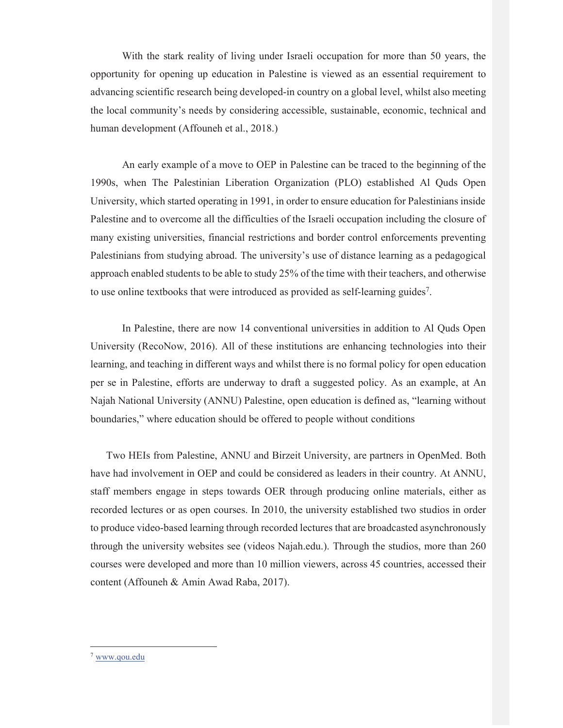With the stark reality of living under Israeli occupation for more than 50 years, the opportunity for opening up education in Palestine is viewed as an essential requirement to advancing scientific research being developed-in country on a global level, whilst also meeting the local community's needs by considering accessible, sustainable, economic, technical and human development (Affouneh et al., 2018.)

An early example of a move to OEP in Palestine can be traced to the beginning of the 1990s, when The Palestinian Liberation Organization (PLO) established Al Quds Open University, which started operating in 1991, in order to ensure education for Palestinians inside Palestine and to overcome all the difficulties of the Israeli occupation including the closure of many existing universities, financial restrictions and border control enforcements preventing Palestinians from studying abroad. The university's use of distance learning as a pedagogical approach enabled students to be able to study 25% of the time with their teachers, and otherwise to use online textbooks that were introduced as provided as self-learning guides[7].

In Palestine, there are now 14 conventional universities in addition to Al Quds Open University (RecoNow, 2016). All of these institutions are enhancing technologies into their learning, and teaching in different ways and whilst there is no formal policy for open education per se in Palestine, efforts are underway to draft a suggested policy. As an example, at An Najah National University (ANNU) Palestine, open education is defined as, "learning without boundaries," where education should be offered to people without conditions

Two HEIs from Palestine, ANNU and Birzeit University, are partners in OpenMed. Both have had involvement in OEP and could be considered as leaders in their country. At ANNU, staff members engage in steps towards OER through producing online materials, either as recorded lectures or as open courses. In 2010, the university established two studios in order to produce video-based learning through recorded lectures that are broadcasted asynchronously through the university websites see (videos Najah.edu.). Through the studios, more than 260 courses were developed and more than 10 million viewers, across 45 countries, accessed their content (Affouneh & Amin Awad Raba, 2017).

---

[7] www.qou.edu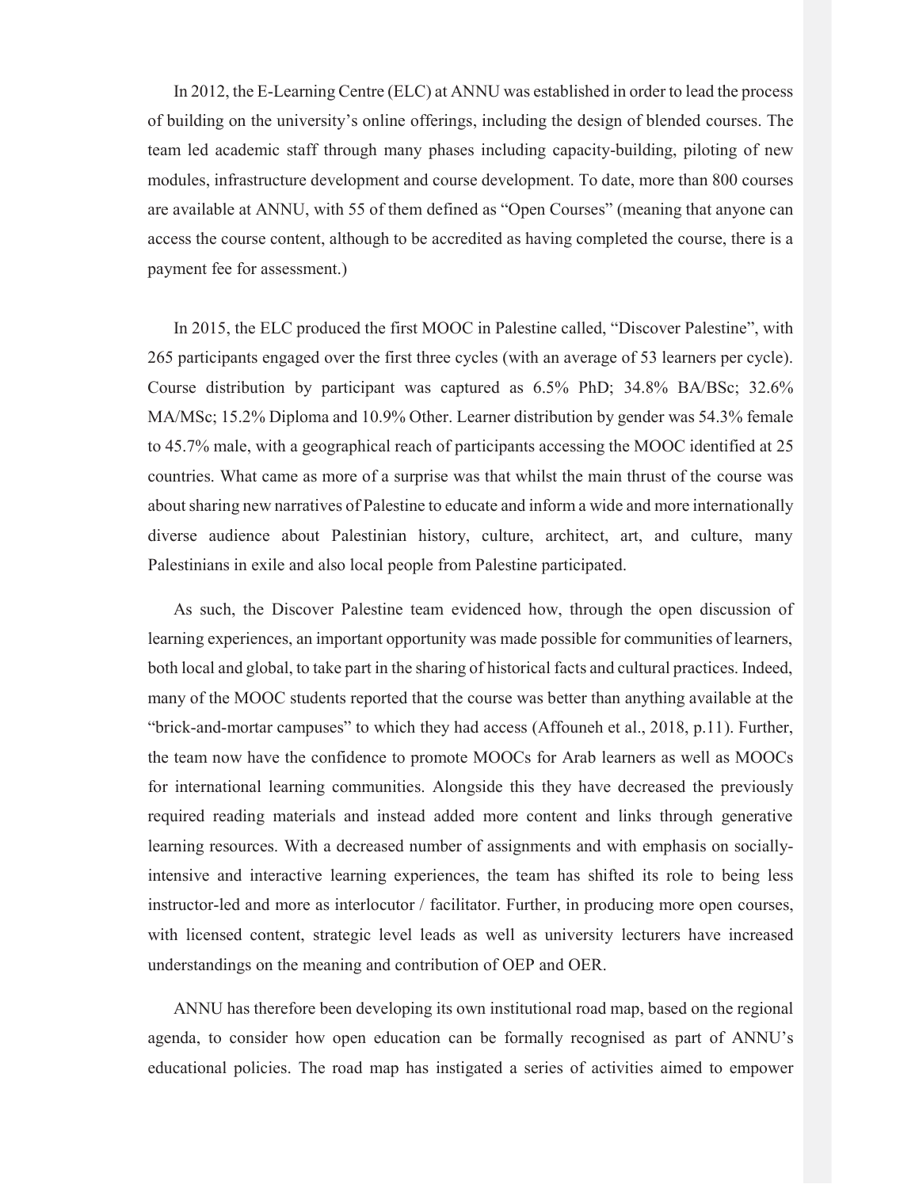In 2012, the E-Learning Centre (ELC) at ANNU was established in order to lead the process of building on the university's online offerings, including the design of blended courses. The team led academic staff through many phases including capacity-building, piloting of new modules, infrastructure development and course development. To date, more than 800 courses are available at ANNU, with 55 of them defined as "Open Courses" (meaning that anyone can access the course content, although to be accredited as having completed the course, there is a payment fee for assessment.)

In 2015, the ELC produced the first MOOC in Palestine called, "Discover Palestine", with 265 participants engaged over the first three cycles (with an average of 53 learners per cycle). Course distribution by participant was captured as 6.5% PhD; 34.8% BA/BSc; 32.6% MA/MSc; 15.2% Diploma and 10.9% Other. Learner distribution by gender was 54.3% female to 45.7% male, with a geographical reach of participants accessing the MOOC identified at 25 countries. What came as more of a surprise was that whilst the main thrust of the course was about sharing new narratives of Palestine to educate and inform a wide and more internationally diverse audience about Palestinian history, culture, architect, art, and culture, many Palestinians in exile and also local people from Palestine participated.

As such, the Discover Palestine team evidenced how, through the open discussion of learning experiences, an important opportunity was made possible for communities of learners, both local and global, to take part in the sharing of historical facts and cultural practices. Indeed, many of the MOOC students reported that the course was better than anything available at the "brick-and-mortar campuses" to which they had access (Affouneh et al., 2018, p.11). Further, the team now have the confidence to promote MOOCs for Arab learners as well as MOOCs for international learning communities. Alongside this they have decreased the previously required reading materials and instead added more content and links through generative learning resources. With a decreased number of assignments and with emphasis on socially-intensive and interactive learning experiences, the team has shifted its role to being less instructor-led and more as interlocutor / facilitator. Further, in producing more open courses, with licensed content, strategic level leads as well as university lecturers have increased understandings on the meaning and contribution of OEP and OER.

ANNU has therefore been developing its own institutional road map, based on the regional agenda, to consider how open education can be formally recognised as part of ANNU's educational policies. The road map has instigated a series of activities aimed to empower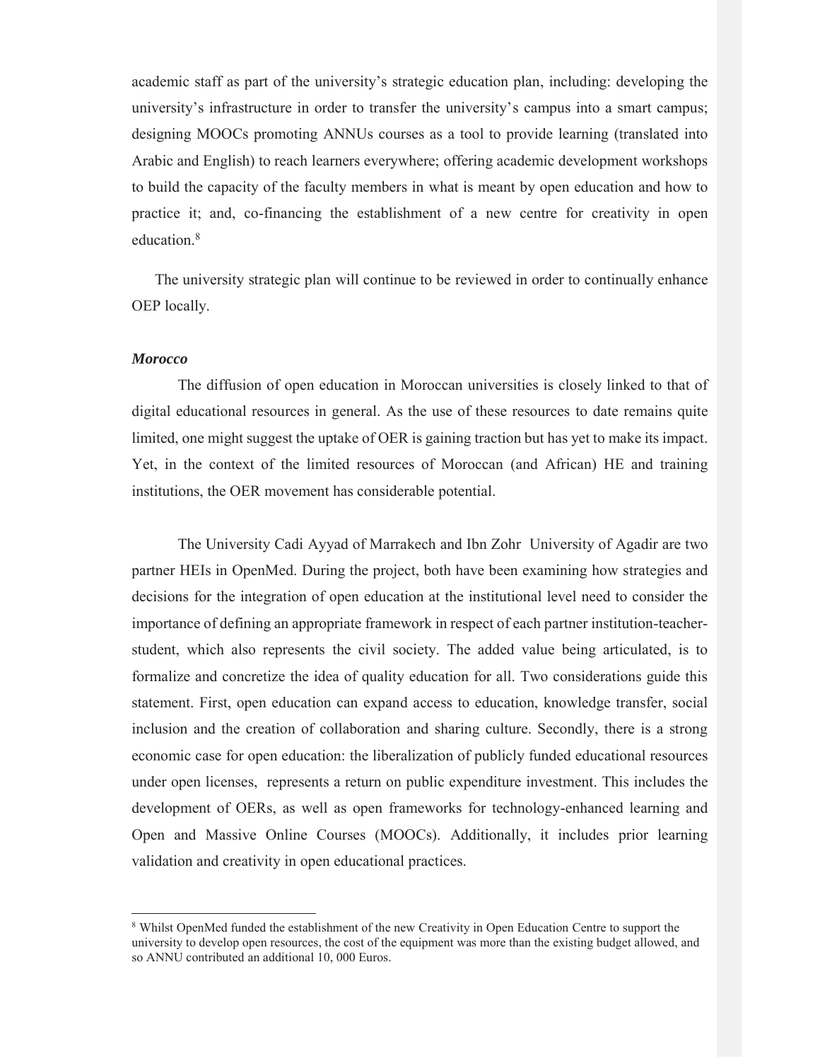academic staff as part of the university's strategic education plan, including: developing the university's infrastructure in order to transfer the university's campus into a smart campus; designing MOOCs promoting ANNUs courses as a tool to provide learning (translated into Arabic and English) to reach learners everywhere; offering academic development workshops to build the capacity of the faculty members in what is meant by open education and how to practice it; and, co-financing the establishment of a new centre for creativity in open education.[8]

The university strategic plan will continue to be reviewed in order to continually enhance OEP locally.

***Morocco***

The diffusion of open education in Moroccan universities is closely linked to that of digital educational resources in general. As the use of these resources to date remains quite limited, one might suggest the uptake of OER is gaining traction but has yet to make its impact. Yet, in the context of the limited resources of Moroccan (and African) HE and training institutions, the OER movement has considerable potential.

The University Cadi Ayyad of Marrakech and Ibn Zohr University of Agadir are two partner HEIs in OpenMed. During the project, both have been examining how strategies and decisions for the integration of open education at the institutional level need to consider the importance of defining an appropriate framework in respect of each partner institution-teacher-student, which also represents the civil society. The added value being articulated, is to formalize and concretize the idea of quality education for all. Two considerations guide this statement. First, open education can expand access to education, knowledge transfer, social inclusion and the creation of collaboration and sharing culture. Secondly, there is a strong economic case for open education: the liberalization of publicly funded educational resources under open licenses, represents a return on public expenditure investment. This includes the development of OERs, as well as open frameworks for technology-enhanced learning and Open and Massive Online Courses (MOOCs). Additionally, it includes prior learning validation and creativity in open educational practices.

---

[8] Whilst OpenMed funded the establishment of the new Creativity in Open Education Centre to support the university to develop open resources, the cost of the equipment was more than the existing budget allowed, and so ANNU contributed an additional 10, 000 Euros.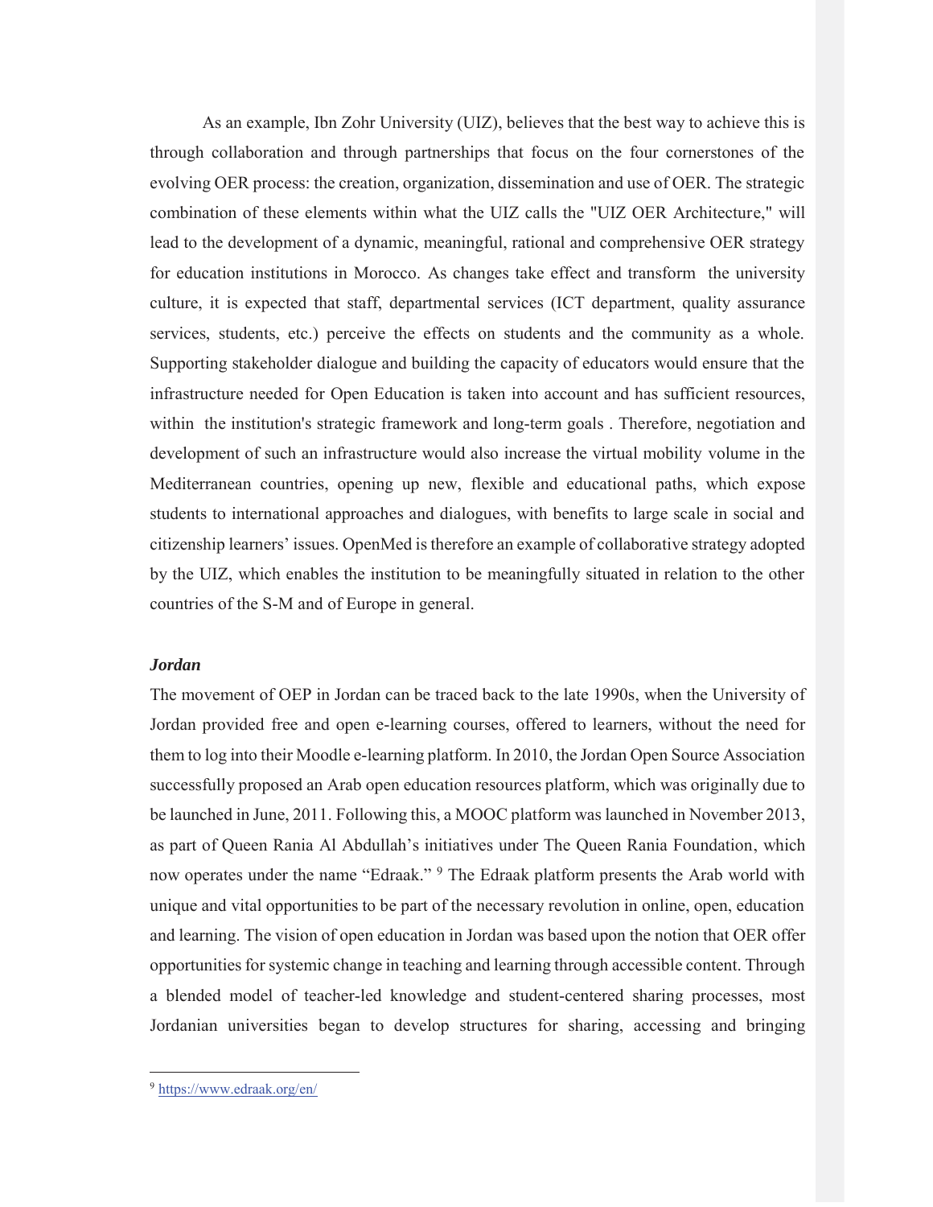As an example, Ibn Zohr University (UIZ), believes that the best way to achieve this is through collaboration and through partnerships that focus on the four cornerstones of the evolving OER process: the creation, organization, dissemination and use of OER. The strategic combination of these elements within what the UIZ calls the "UIZ OER Architecture," will lead to the development of a dynamic, meaningful, rational and comprehensive OER strategy for education institutions in Morocco. As changes take effect and transform the university culture, it is expected that staff, departmental services (ICT department, quality assurance services, students, etc.) perceive the effects on students and the community as a whole. Supporting stakeholder dialogue and building the capacity of educators would ensure that the infrastructure needed for Open Education is taken into account and has sufficient resources, within the institution's strategic framework and long-term goals . Therefore, negotiation and development of such an infrastructure would also increase the virtual mobility volume in the Mediterranean countries, opening up new, flexible and educational paths, which expose students to international approaches and dialogues, with benefits to large scale in social and citizenship learners' issues. OpenMed is therefore an example of collaborative strategy adopted by the UIZ, which enables the institution to be meaningfully situated in relation to the other countries of the S-M and of Europe in general.

***Jordan***

The movement of OEP in Jordan can be traced back to the late 1990s, when the University of Jordan provided free and open e-learning courses, offered to learners, without the need for them to log into their Moodle e-learning platform. In 2010, the Jordan Open Source Association successfully proposed an Arab open education resources platform, which was originally due to be launched in June, 2011. Following this, a MOOC platform was launched in November 2013, as part of Queen Rania Al Abdullah's initiatives under The Queen Rania Foundation, which now operates under the name "Edraak." [9] The Edraak platform presents the Arab world with unique and vital opportunities to be part of the necessary revolution in online, open, education and learning. The vision of open education in Jordan was based upon the notion that OER offer opportunities for systemic change in teaching and learning through accessible content. Through a blended model of teacher-led knowledge and student-centered sharing processes, most Jordanian universities began to develop structures for sharing, accessing and bringing

---

[9] https://www.edraak.org/en/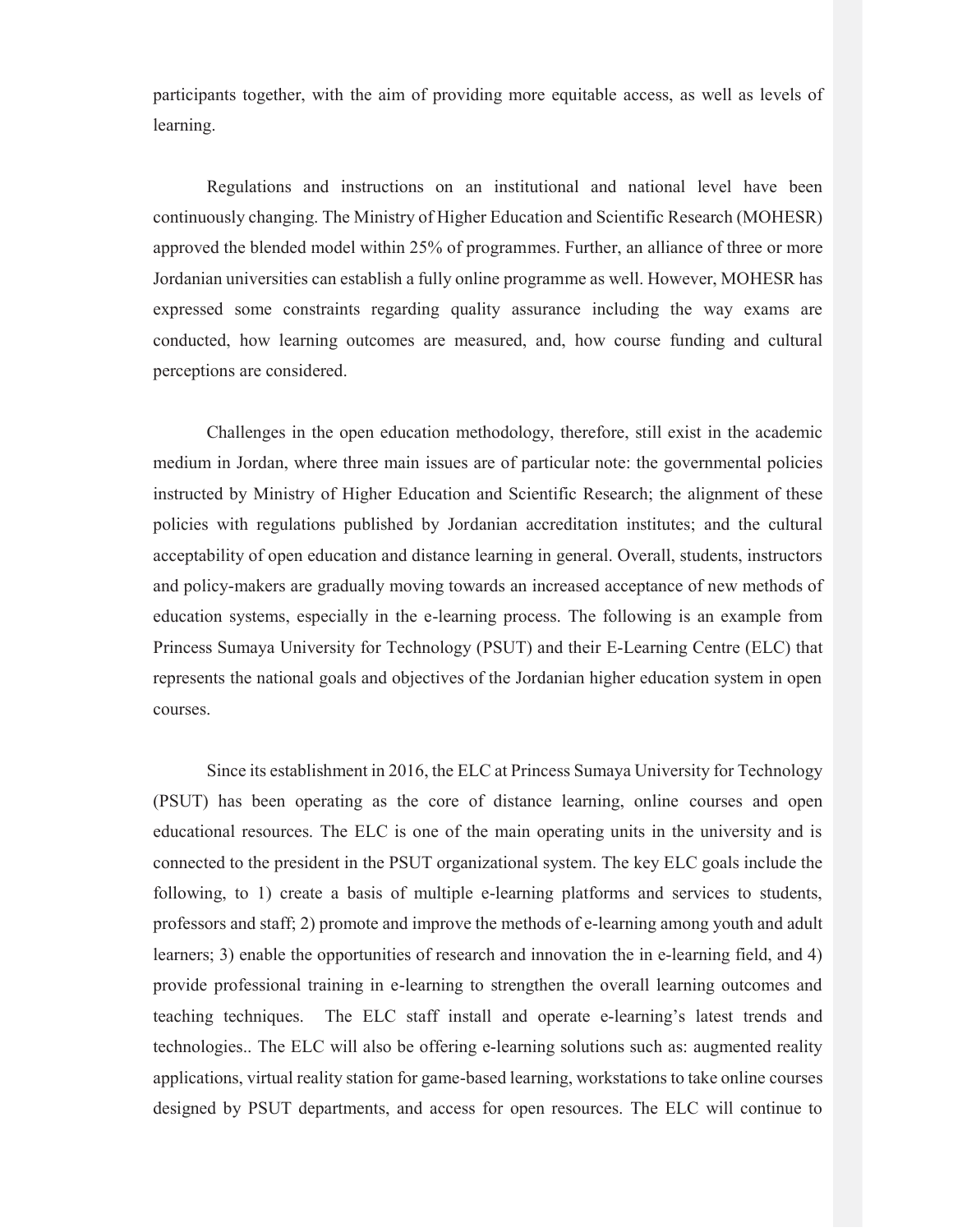participants together, with the aim of providing more equitable access, as well as levels of learning.

Regulations and instructions on an institutional and national level have been continuously changing. The Ministry of Higher Education and Scientific Research (MOHESR) approved the blended model within 25% of programmes. Further, an alliance of three or more Jordanian universities can establish a fully online programme as well. However, MOHESR has expressed some constraints regarding quality assurance including the way exams are conducted, how learning outcomes are measured, and, how course funding and cultural perceptions are considered.

Challenges in the open education methodology, therefore, still exist in the academic medium in Jordan, where three main issues are of particular note: the governmental policies instructed by Ministry of Higher Education and Scientific Research; the alignment of these policies with regulations published by Jordanian accreditation institutes; and the cultural acceptability of open education and distance learning in general. Overall, students, instructors and policy-makers are gradually moving towards an increased acceptance of new methods of education systems, especially in the e-learning process. The following is an example from Princess Sumaya University for Technology (PSUT) and their E-Learning Centre (ELC) that represents the national goals and objectives of the Jordanian higher education system in open courses.

Since its establishment in 2016, the ELC at Princess Sumaya University for Technology (PSUT) has been operating as the core of distance learning, online courses and open educational resources. The ELC is one of the main operating units in the university and is connected to the president in the PSUT organizational system. The key ELC goals include the following, to 1) create a basis of multiple e-learning platforms and services to students, professors and staff; 2) promote and improve the methods of e-learning among youth and adult learners; 3) enable the opportunities of research and innovation the in e-learning field, and 4) provide professional training in e-learning to strengthen the overall learning outcomes and teaching techniques. The ELC staff install and operate e-learning's latest trends and technologies.. The ELC will also be offering e-learning solutions such as: augmented reality applications, virtual reality station for game-based learning, workstations to take online courses designed by PSUT departments, and access for open resources. The ELC will continue to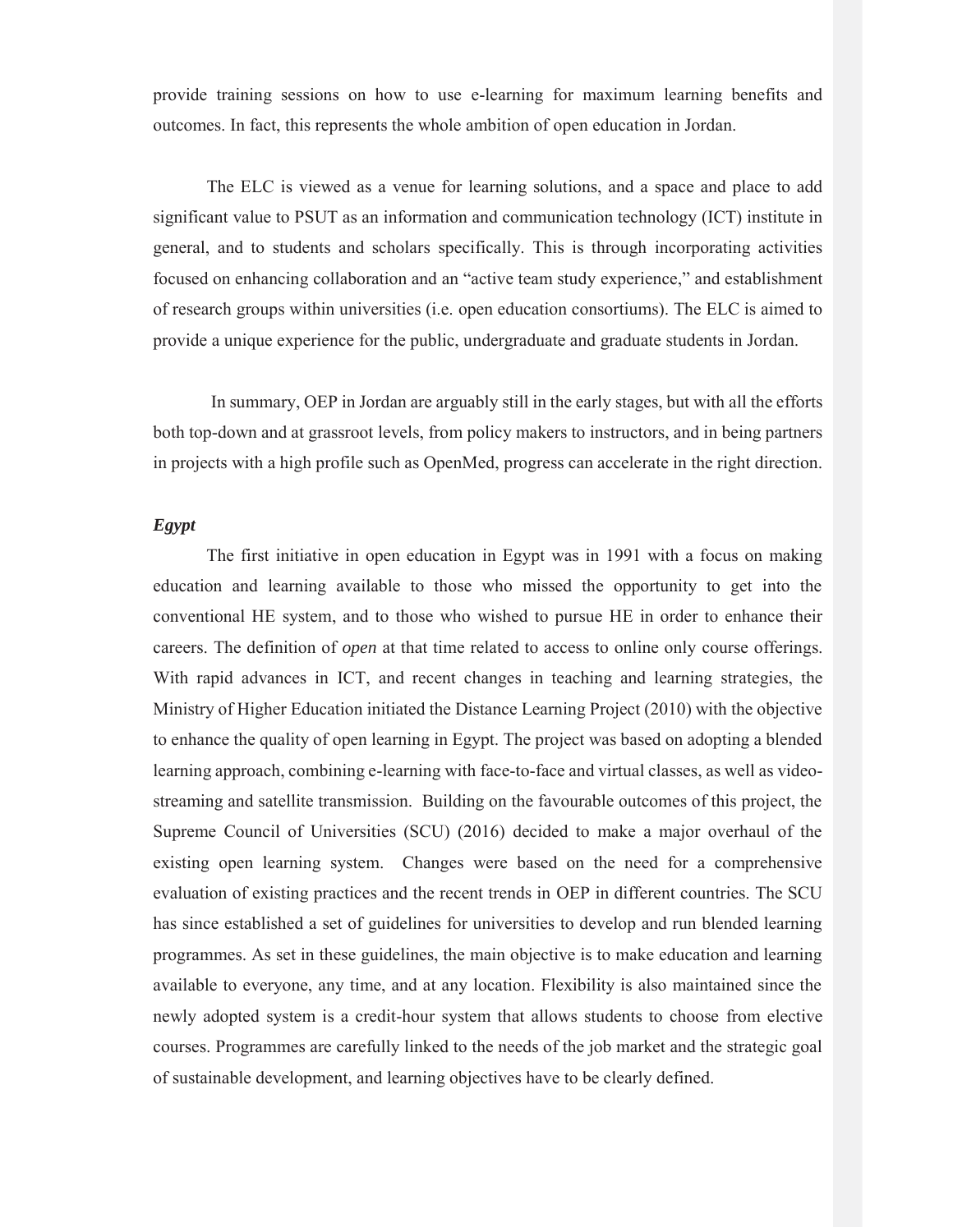provide training sessions on how to use e-learning for maximum learning benefits and outcomes. In fact, this represents the whole ambition of open education in Jordan.

The ELC is viewed as a venue for learning solutions, and a space and place to add significant value to PSUT as an information and communication technology (ICT) institute in general, and to students and scholars specifically. This is through incorporating activities focused on enhancing collaboration and an "active team study experience," and establishment of research groups within universities (i.e. open education consortiums). The ELC is aimed to provide a unique experience for the public, undergraduate and graduate students in Jordan.

In summary, OEP in Jordan are arguably still in the early stages, but with all the efforts both top-down and at grassroot levels, from policy makers to instructors, and in being partners in projects with a high profile such as OpenMed, progress can accelerate in the right direction.

***Egypt***

The first initiative in open education in Egypt was in 1991 with a focus on making education and learning available to those who missed the opportunity to get into the conventional HE system, and to those who wished to pursue HE in order to enhance their careers. The definition of *open* at that time related to access to online only course offerings. With rapid advances in ICT, and recent changes in teaching and learning strategies, the Ministry of Higher Education initiated the Distance Learning Project (2010) with the objective to enhance the quality of open learning in Egypt. The project was based on adopting a blended learning approach, combining e-learning with face-to-face and virtual classes, as well as video-streaming and satellite transmission. Building on the favourable outcomes of this project, the Supreme Council of Universities (SCU) (2016) decided to make a major overhaul of the existing open learning system. Changes were based on the need for a comprehensive evaluation of existing practices and the recent trends in OEP in different countries. The SCU has since established a set of guidelines for universities to develop and run blended learning programmes. As set in these guidelines, the main objective is to make education and learning available to everyone, any time, and at any location. Flexibility is also maintained since the newly adopted system is a credit-hour system that allows students to choose from elective courses. Programmes are carefully linked to the needs of the job market and the strategic goal of sustainable development, and learning objectives have to be clearly defined.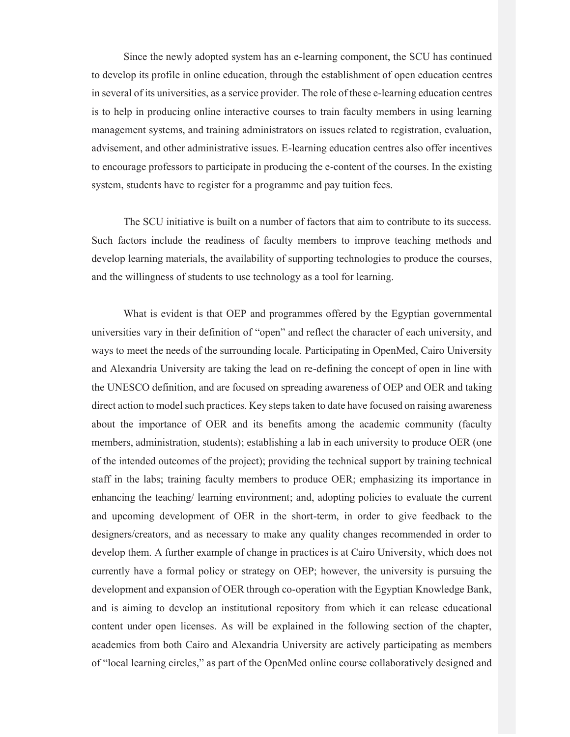Since the newly adopted system has an e-learning component, the SCU has continued to develop its profile in online education, through the establishment of open education centres in several of its universities, as a service provider. The role of these e-learning education centres is to help in producing online interactive courses to train faculty members in using learning management systems, and training administrators on issues related to registration, evaluation, advisement, and other administrative issues. E-learning education centres also offer incentives to encourage professors to participate in producing the e-content of the courses. In the existing system, students have to register for a programme and pay tuition fees.

The SCU initiative is built on a number of factors that aim to contribute to its success. Such factors include the readiness of faculty members to improve teaching methods and develop learning materials, the availability of supporting technologies to produce the courses, and the willingness of students to use technology as a tool for learning.

What is evident is that OEP and programmes offered by the Egyptian governmental universities vary in their definition of "open" and reflect the character of each university, and ways to meet the needs of the surrounding locale. Participating in OpenMed, Cairo University and Alexandria University are taking the lead on re-defining the concept of open in line with the UNESCO definition, and are focused on spreading awareness of OEP and OER and taking direct action to model such practices. Key steps taken to date have focused on raising awareness about the importance of OER and its benefits among the academic community (faculty members, administration, students); establishing a lab in each university to produce OER (one of the intended outcomes of the project); providing the technical support by training technical staff in the labs; training faculty members to produce OER; emphasizing its importance in enhancing the teaching/ learning environment; and, adopting policies to evaluate the current and upcoming development of OER in the short-term, in order to give feedback to the designers/creators, and as necessary to make any quality changes recommended in order to develop them. A further example of change in practices is at Cairo University, which does not currently have a formal policy or strategy on OEP; however, the university is pursuing the development and expansion of OER through co-operation with the Egyptian Knowledge Bank, and is aiming to develop an institutional repository from which it can release educational content under open licenses. As will be explained in the following section of the chapter, academics from both Cairo and Alexandria University are actively participating as members of "local learning circles," as part of the OpenMed online course collaboratively designed and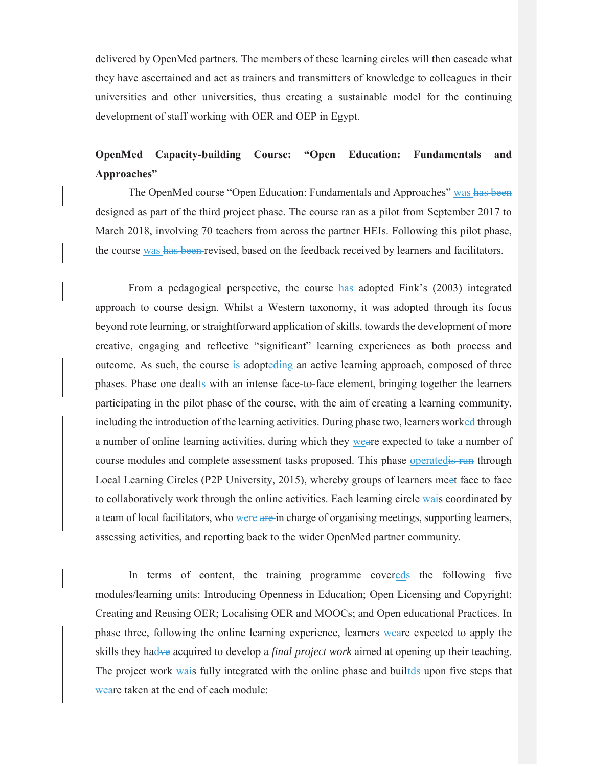delivered by OpenMed partners. The members of these learning circles will then cascade what they have ascertained and act as trainers and transmitters of knowledge to colleagues in their universities and other universities, thus creating a sustainable model for the continuing development of staff working with OER and OEP in Egypt.

**OpenMed Capacity-building Course: "Open Education: Fundamentals and Approaches"**

The OpenMed course "Open Education: Fundamentals and Approaches" was designed as part of the third project phase. The course ran as a pilot from September 2017 to March 2018, involving 70 teachers from across the partner HEIs. Following this pilot phase, the course was revised, based on the feedback received by learners and facilitators.

From a pedagogical perspective, the course adopted Fink's (2003) integrated approach to course design. Whilst a Western taxonomy, it was adopted through its focus beyond rote learning, or straightforward application of skills, towards the development of more creative, engaging and reflective "significant" learning experiences as both process and outcome. As such, the course adopted an active learning approach, composed of three phases. Phase one dealt with an intense face-to-face element, bringing together the learners participating in the pilot phase of the course, with the aim of creating a learning community, including the introduction of the learning activities. During phase two, learners worked through a number of online learning activities, during which they were expected to take a number of course modules and complete assessment tasks proposed. This phase operated through Local Learning Circles (P2P University, 2015), whereby groups of learners met face to face to collaboratively work through the online activities. Each learning circle was coordinated by a team of local facilitators, who were in charge of organising meetings, supporting learners, assessing activities, and reporting back to the wider OpenMed partner community.

In terms of content, the training programme covered the following five modules/learning units: Introducing Openness in Education; Open Licensing and Copyright; Creating and Reusing OER; Localising OER and MOOCs; and Open educational Practices. In phase three, following the online learning experience, learners were expected to apply the skills they had acquired to develop a *final project work* aimed at opening up their teaching. The project work was fully integrated with the online phase and built upon five steps that were taken at the end of each module: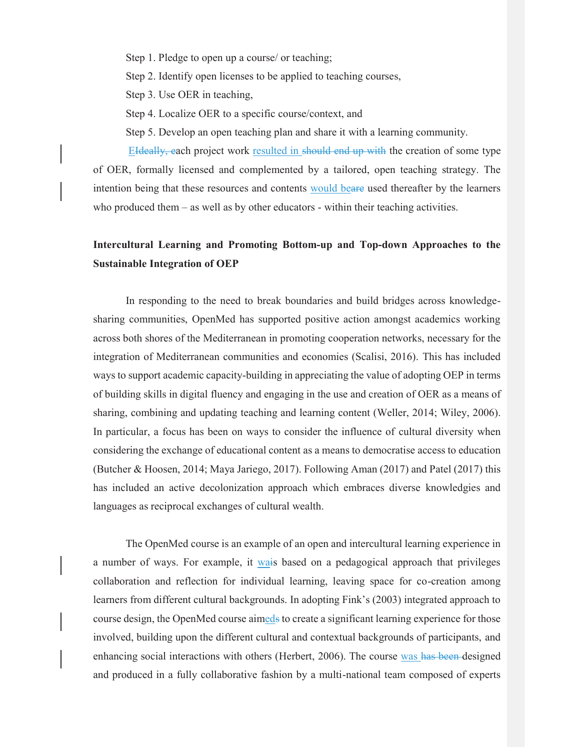Step 1. Pledge to open up a course/ or teaching;

Step 2. Identify open licenses to be applied to teaching courses,

Step 3. Use OER in teaching,

Step 4. Localize OER to a specific course/context, and

Step 5. Develop an open teaching plan and share it with a learning community.

Each project work resulted in the creation of some type of OER, formally licensed and complemented by a tailored, open teaching strategy. The intention being that these resources and contents would be used thereafter by the learners who produced them – as well as by other educators - within their teaching activities.

**Intercultural Learning and Promoting Bottom-up and Top-down Approaches to the Sustainable Integration of OEP**

In responding to the need to break boundaries and build bridges across knowledge-sharing communities, OpenMed has supported positive action amongst academics working across both shores of the Mediterranean in promoting cooperation networks, necessary for the integration of Mediterranean communities and economies (Scalisi, 2016). This has included ways to support academic capacity-building in appreciating the value of adopting OEP in terms of building skills in digital fluency and engaging in the use and creation of OER as a means of sharing, combining and updating teaching and learning content (Weller, 2014; Wiley, 2006). In particular, a focus has been on ways to consider the influence of cultural diversity when considering the exchange of educational content as a means to democratise access to education (Butcher & Hoosen, 2014; Maya Jariego, 2017). Following Aman (2017) and Patel (2017) this has included an active decolonization approach which embraces diverse knowledgies and languages as reciprocal exchanges of cultural wealth.

The OpenMed course is an example of an open and intercultural learning experience in a number of ways. For example, it was based on a pedagogical approach that privileges collaboration and reflection for individual learning, leaving space for co-creation among learners from different cultural backgrounds. In adopting Fink's (2003) integrated approach to course design, the OpenMed course aimed to create a significant learning experience for those involved, building upon the different cultural and contextual backgrounds of participants, and enhancing social interactions with others (Herbert, 2006). The course was designed and produced in a fully collaborative fashion by a multi-national team composed of experts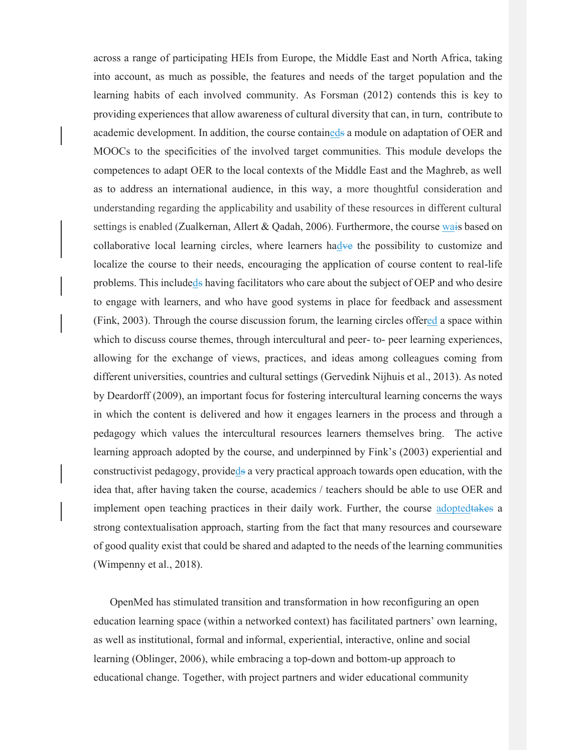across a range of participating HEIs from Europe, the Middle East and North Africa, taking into account, as much as possible, the features and needs of the target population and the learning habits of each involved community. As Forsman (2012) contends this is key to providing experiences that allow awareness of cultural diversity that can, in turn, contribute to academic development. In addition, the course contained a module on adaptation of OER and MOOCs to the specificities of the involved target communities. This module develops the competences to adapt OER to the local contexts of the Middle East and the Maghreb, as well as to address an international audience, in this way, a more thoughtful consideration and understanding regarding the applicability and usability of these resources in different cultural settings is enabled (Zualkernan, Allert & Qadah, 2006). Furthermore, the course was based on collaborative local learning circles, where learners had the possibility to customize and localize the course to their needs, encouraging the application of course content to real-life problems. This included having facilitators who care about the subject of OEP and who desire to engage with learners, and who have good systems in place for feedback and assessment (Fink, 2003). Through the course discussion forum, the learning circles offered a space within which to discuss course themes, through intercultural and peer- to- peer learning experiences, allowing for the exchange of views, practices, and ideas among colleagues coming from different universities, countries and cultural settings (Gervedink Nijhuis et al., 2013). As noted by Deardorff (2009), an important focus for fostering intercultural learning concerns the ways in which the content is delivered and how it engages learners in the process and through a pedagogy which values the intercultural resources learners themselves bring. The active learning approach adopted by the course, and underpinned by Fink's (2003) experiential and constructivist pedagogy, provided a very practical approach towards open education, with the idea that, after having taken the course, academics / teachers should be able to use OER and implement open teaching practices in their daily work. Further, the course adopted a strong contextualisation approach, starting from the fact that many resources and courseware of good quality exist that could be shared and adapted to the needs of the learning communities (Wimpenny et al., 2018).

OpenMed has stimulated transition and transformation in how reconfiguring an open education learning space (within a networked context) has facilitated partners' own learning, as well as institutional, formal and informal, experiential, interactive, online and social learning (Oblinger, 2006), while embracing a top-down and bottom-up approach to educational change. Together, with project partners and wider educational community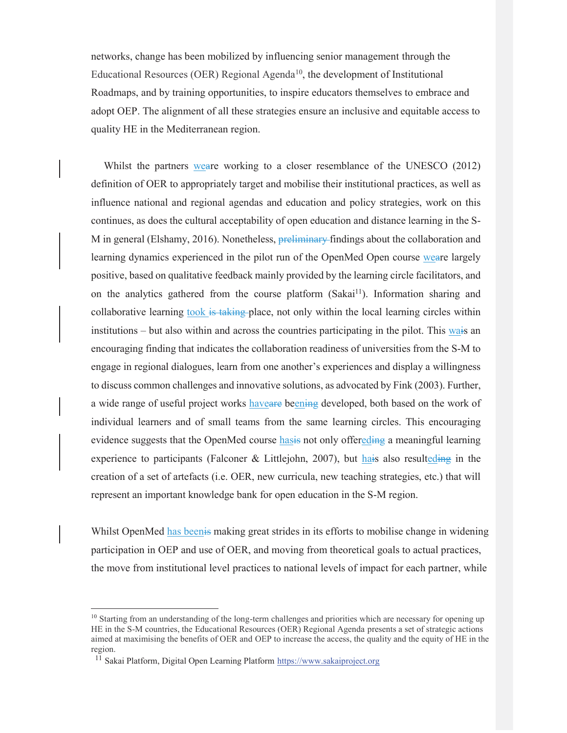networks, change has been mobilized by influencing senior management through the Educational Resources (OER) Regional Agenda[10], the development of Institutional Roadmaps, and by training opportunities, to inspire educators themselves to embrace and adopt OEP. The alignment of all these strategies ensure an inclusive and equitable access to quality HE in the Mediterranean region.

Whilst the partners were working to a closer resemblance of the UNESCO (2012) definition of OER to appropriately target and mobilise their institutional practices, as well as influence national and regional agendas and education and policy strategies, work on this continues, as does the cultural acceptability of open education and distance learning in the S-M in general (Elshamy, 2016). Nonetheless, findings about the collaboration and learning dynamics experienced in the pilot run of the OpenMed Open course were largely positive, based on qualitative feedback mainly provided by the learning circle facilitators, and on the analytics gathered from the course platform (Sakai[11]). Information sharing and collaborative learning took place, not only within the local learning circles within institutions – but also within and across the countries participating in the pilot. This was an encouraging finding that indicates the collaboration readiness of universities from the S-M to engage in regional dialogues, learn from one another's experiences and display a willingness to discuss common challenges and innovative solutions, as advocated by Fink (2003). Further, a wide range of useful project works have been developed, both based on the work of individual learners and of small teams from the same learning circles. This encouraging evidence suggests that the OpenMed course has not only offered a meaningful learning experience to participants (Falconer & Littlejohn, 2007), but has also resulted in the creation of a set of artefacts (i.e. OER, new curricula, new teaching strategies, etc.) that will represent an important knowledge bank for open education in the S-M region.

Whilst OpenMed has been making great strides in its efforts to mobilise change in widening participation in OEP and use of OER, and moving from theoretical goals to actual practices, the move from institutional level practices to national levels of impact for each partner, while

---

[10] Starting from an understanding of the long-term challenges and priorities which are necessary for opening up HE in the S-M countries, the Educational Resources (OER) Regional Agenda presents a set of strategic actions aimed at maximising the benefits of OER and OEP to increase the access, the quality and the equity of HE in the region.

[11] Sakai Platform, Digital Open Learning Platform https://www.sakaiproject.org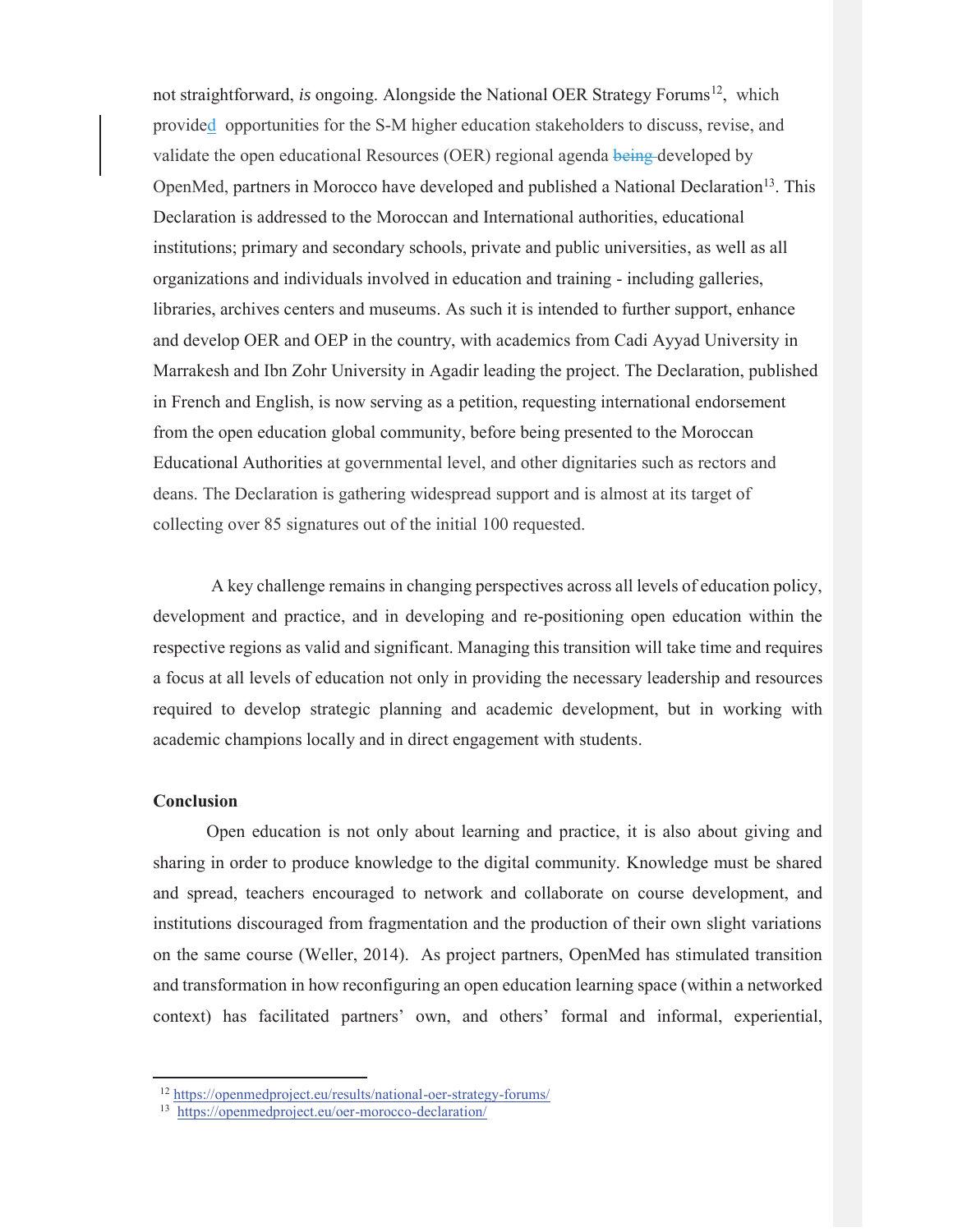not straightforward, *is* ongoing. Alongside the National OER Strategy Forums[12], which provided opportunities for the S-M higher education stakeholders to discuss, revise, and validate the open educational Resources (OER) regional agenda developed by OpenMed, partners in Morocco have developed and published a National Declaration[13]. This Declaration is addressed to the Moroccan and International authorities, educational institutions; primary and secondary schools, private and public universities, as well as all organizations and individuals involved in education and training - including galleries, libraries, archives centers and museums. As such it is intended to further support, enhance and develop OER and OEP in the country, with academics from Cadi Ayyad University in Marrakesh and Ibn Zohr University in Agadir leading the project. The Declaration, published in French and English, is now serving as a petition, requesting international endorsement from the open education global community, before being presented to the Moroccan Educational Authorities at governmental level, and other dignitaries such as rectors and deans. The Declaration is gathering widespread support and is almost at its target of collecting over 85 signatures out of the initial 100 requested.

A key challenge remains in changing perspectives across all levels of education policy, development and practice, and in developing and re-positioning open education within the respective regions as valid and significant. Managing this transition will take time and requires a focus at all levels of education not only in providing the necessary leadership and resources required to develop strategic planning and academic development, but in working with academic champions locally and in direct engagement with students.

## Conclusion

Open education is not only about learning and practice, it is also about giving and sharing in order to produce knowledge to the digital community. Knowledge must be shared and spread, teachers encouraged to network and collaborate on course development, and institutions discouraged from fragmentation and the production of their own slight variations on the same course (Weller, 2014). As project partners, OpenMed has stimulated transition and transformation in how reconfiguring an open education learning space (within a networked context) has facilitated partners' own, and others' formal and informal, experiential,

---

[12] https://openmedproject.eu/results/national-oer-strategy-forums/

[13] https://openmedproject.eu/oer-morocco-declaration/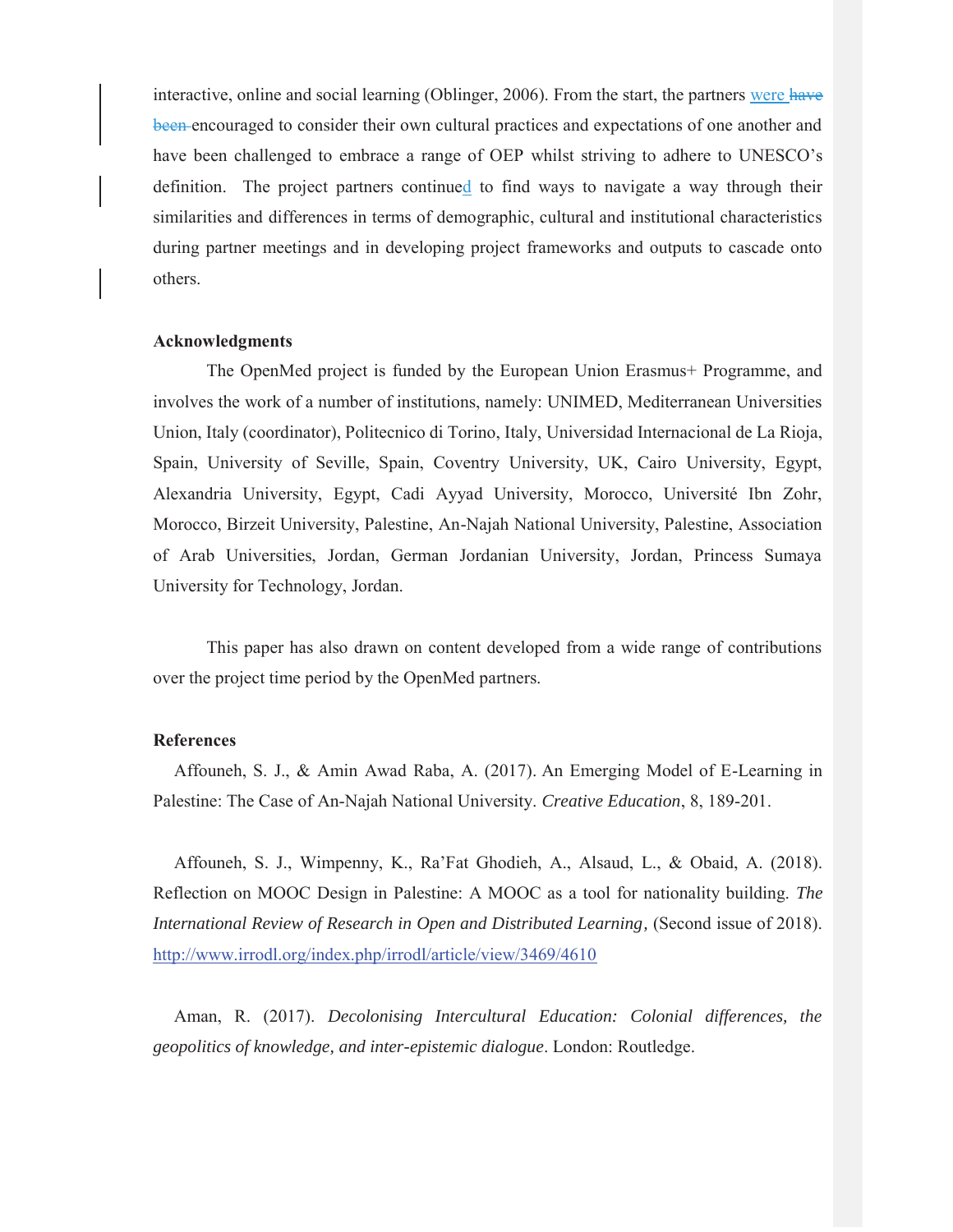interactive, online and social learning (Oblinger, 2006). From the start, the partners were have been encouraged to consider their own cultural practices and expectations of one another and have been challenged to embrace a range of OEP whilst striving to adhere to UNESCO's definition. The project partners continued to find ways to navigate a way through their similarities and differences in terms of demographic, cultural and institutional characteristics during partner meetings and in developing project frameworks and outputs to cascade onto others.

**Acknowledgments**

The OpenMed project is funded by the European Union Erasmus+ Programme, and involves the work of a number of institutions, namely: UNIMED, Mediterranean Universities Union, Italy (coordinator), Politecnico di Torino, Italy, Universidad Internacional de La Rioja, Spain, University of Seville, Spain, Coventry University, UK, Cairo University, Egypt, Alexandria University, Egypt, Cadi Ayyad University, Morocco, Université Ibn Zohr, Morocco, Birzeit University, Palestine, An-Najah National University, Palestine, Association of Arab Universities, Jordan, German Jordanian University, Jordan, Princess Sumaya University for Technology, Jordan.

This paper has also drawn on content developed from a wide range of contributions over the project time period by the OpenMed partners.

**References**

Affouneh, S. J., & Amin Awad Raba, A. (2017). An Emerging Model of E-Learning in Palestine: The Case of An-Najah National University. *Creative Education*, 8, 189-201.

Affouneh, S. J., Wimpenny, K., Ra'Fat Ghodieh, A., Alsaud, L., & Obaid, A. (2018). Reflection on MOOC Design in Palestine: A MOOC as a tool for nationality building. *The International Review of Research in Open and Distributed Learning*, (Second issue of 2018). http://www.irrodl.org/index.php/irrodl/article/view/3469/4610

Aman, R. (2017). *Decolonising Intercultural Education: Colonial differences, the geopolitics of knowledge, and inter-epistemic dialogue*. London: Routledge.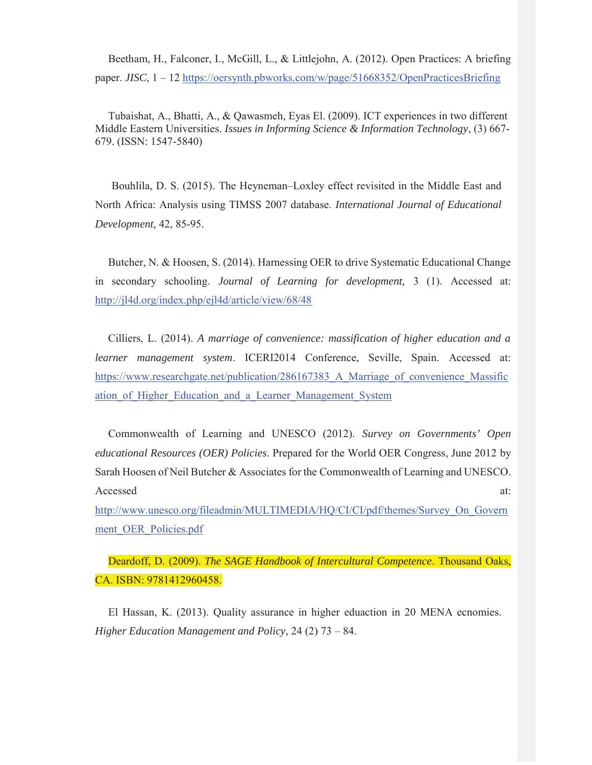Beetham, H., Falconer, I., McGill, L., & Littlejohn, A. (2012). Open Practices: A briefing paper. *JISC*, 1 – 12 https://oersynth.pbworks.com/w/page/51668352/OpenPracticesBriefing

Tubaishat, A., Bhatti, A., & Qawasmeh, Eyas El. (2009). ICT experiences in two different Middle Eastern Universities. *Issues in Informing Science & Information Technology*, (3) 667-679. (ISSN: 1547-5840)

Bouhlila, D. S. (2015). The Heyneman–Loxley effect revisited in the Middle East and North Africa: Analysis using TIMSS 2007 database. *International Journal of Educational Development,* 42, 85-95.

Butcher, N. & Hoosen, S. (2014). Harnessing OER to drive Systematic Educational Change in secondary schooling. *Journal of Learning for development,* 3 (1). Accessed at: http://jl4d.org/index.php/ejl4d/article/view/68/48

Cilliers, L. (2014). *A marriage of convenience: massification of higher education and a learner management system*. ICERI2014 Conference, Seville, Spain. Accessed at: https://www.researchgate.net/publication/286167383_A_Marriage_of_convenience_Massification_of_Higher_Education_and_a_Learner_Management_System

Commonwealth of Learning and UNESCO (2012). *Survey on Governments' Open educational Resources (OER) Policies*. Prepared for the World OER Congress, June 2012 by Sarah Hoosen of Neil Butcher & Associates for the Commonwealth of Learning and UNESCO. Accessed at: http://www.unesco.org/fileadmin/MULTIMEDIA/HQ/CI/CI/pdf/themes/Survey_On_Government_OER_Policies.pdf

Deardoff, D. (2009). *The SAGE Handbook of Intercultural Competence*. Thousand Oaks, CA. ISBN: 9781412960458.

El Hassan, K. (2013). Quality assurance in higher eduaction in 20 MENA ecnomies. *Higher Education Management and Policy*, 24 (2) 73 – 84.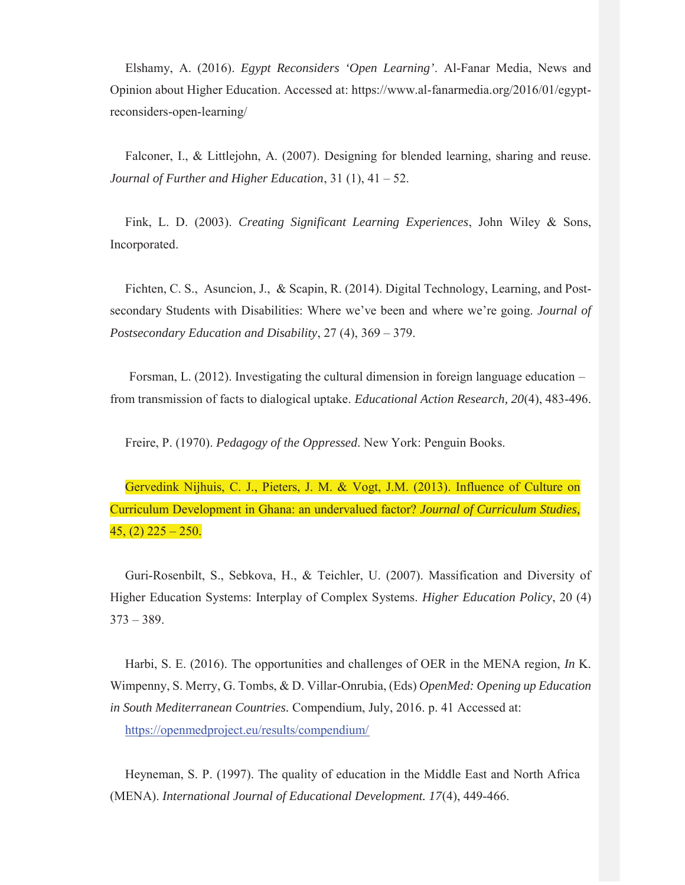Elshamy, A. (2016). *Egypt Reconsiders 'Open Learning'*. Al-Fanar Media, News and Opinion about Higher Education. Accessed at: https://www.al-fanarmedia.org/2016/01/egypt-reconsiders-open-learning/

Falconer, I., & Littlejohn, A. (2007). Designing for blended learning, sharing and reuse. *Journal of Further and Higher Education*, 31 (1), 41 – 52.

Fink, L. D. (2003). *Creating Significant Learning Experiences*, John Wiley & Sons, Incorporated.

Fichten, C. S., Asuncion, J., & Scapin, R. (2014). Digital Technology, Learning, and Post-secondary Students with Disabilities: Where we've been and where we're going. *Journal of Postsecondary Education and Disability*, 27 (4), 369 – 379.

Forsman, L. (2012). Investigating the cultural dimension in foreign language education – from transmission of facts to dialogical uptake. *Educational Action Research, 20*(4), 483-496.

Freire, P. (1970). *Pedagogy of the Oppressed*. New York: Penguin Books.

Gervedink Nijhuis, C. J., Pieters, J. M. & Vogt, J.M. (2013). Influence of Culture on Curriculum Development in Ghana: an undervalued factor? *Journal of Curriculum Studies,* 45, (2) 225 – 250.

Guri-Rosenbilt, S., Sebkova, H., & Teichler, U. (2007). Massification and Diversity of Higher Education Systems: Interplay of Complex Systems. *Higher Education Policy*, 20 (4) 373 – 389.

Harbi, S. E. (2016). The opportunities and challenges of OER in the MENA region, *In* K. Wimpenny, S. Merry, G. Tombs, & D. Villar-Onrubia, (Eds) *OpenMed: Opening up Education in South Mediterranean Countries*. Compendium, July, 2016. p. 41 Accessed at: https://openmedproject.eu/results/compendium/

Heyneman, S. P. (1997). The quality of education in the Middle East and North Africa (MENA). *International Journal of Educational Development. 17*(4), 449-466.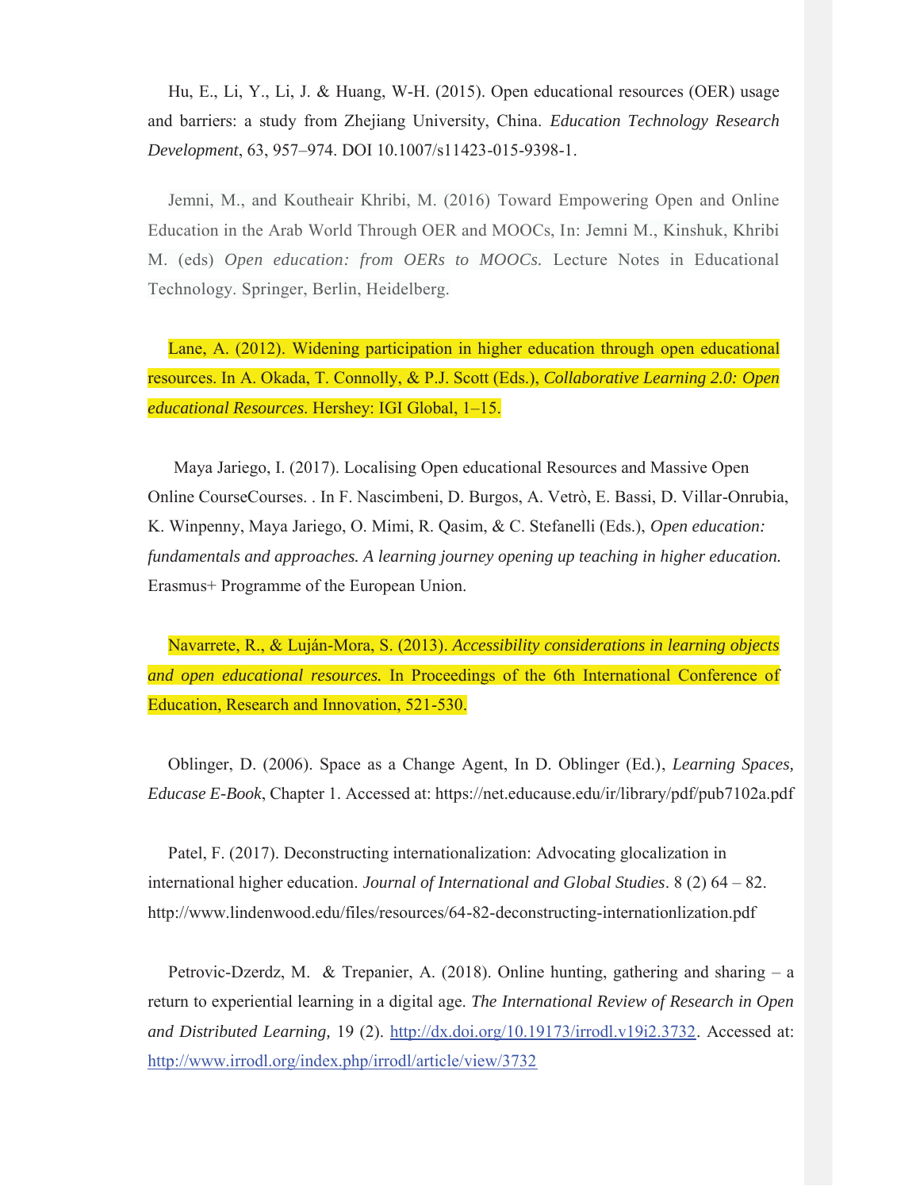Hu, E., Li, Y., Li, J. & Huang, W-H. (2015). Open educational resources (OER) usage and barriers: a study from Zhejiang University, China. *Education Technology Research Development*, 63, 957–974. DOI 10.1007/s11423-015-9398-1.

Jemni, M., and Koutheair Khribi, M. (2016) Toward Empowering Open and Online Education in the Arab World Through OER and MOOCs, In: Jemni M., Kinshuk, Khribi M. (eds) *Open education: from OERs to MOOCs.* Lecture Notes in Educational Technology. Springer, Berlin, Heidelberg.

Lane, A. (2012). Widening participation in higher education through open educational resources. In A. Okada, T. Connolly, & P.J. Scott (Eds.), *Collaborative Learning 2.0: Open educational Resources*. Hershey: IGI Global, 1–15.

Maya Jariego, I. (2017). Localising Open educational Resources and Massive Open Online CourseCourses. . In F. Nascimbeni, D. Burgos, A. Vetrò, E. Bassi, D. Villar-Onrubia, K. Winpenny, Maya Jariego, O. Mimi, R. Qasim, & C. Stefanelli (Eds.), *Open education: fundamentals and approaches. A learning journey opening up teaching in higher education.* Erasmus+ Programme of the European Union.

Navarrete, R., & Luján-Mora, S. (2013). *Accessibility considerations in learning objects and open educational resources.* In Proceedings of the 6th International Conference of Education, Research and Innovation, 521-530.

Oblinger, D. (2006). Space as a Change Agent, In D. Oblinger (Ed.), *Learning Spaces, Educase E-Book*, Chapter 1. Accessed at: https://net.educause.edu/ir/library/pdf/pub7102a.pdf

Patel, F. (2017). Deconstructing internationalization: Advocating glocalization in international higher education. *Journal of International and Global Studies*. 8 (2) 64 – 82. http://www.lindenwood.edu/files/resources/64-82-deconstructing-internationlization.pdf

Petrovic-Dzerdz, M. & Trepanier, A. (2018). Online hunting, gathering and sharing – a return to experiential learning in a digital age. *The International Review of Research in Open and Distributed Learning,* 19 (2). http://dx.doi.org/10.19173/irrodl.v19i2.3732. Accessed at: http://www.irrodl.org/index.php/irrodl/article/view/3732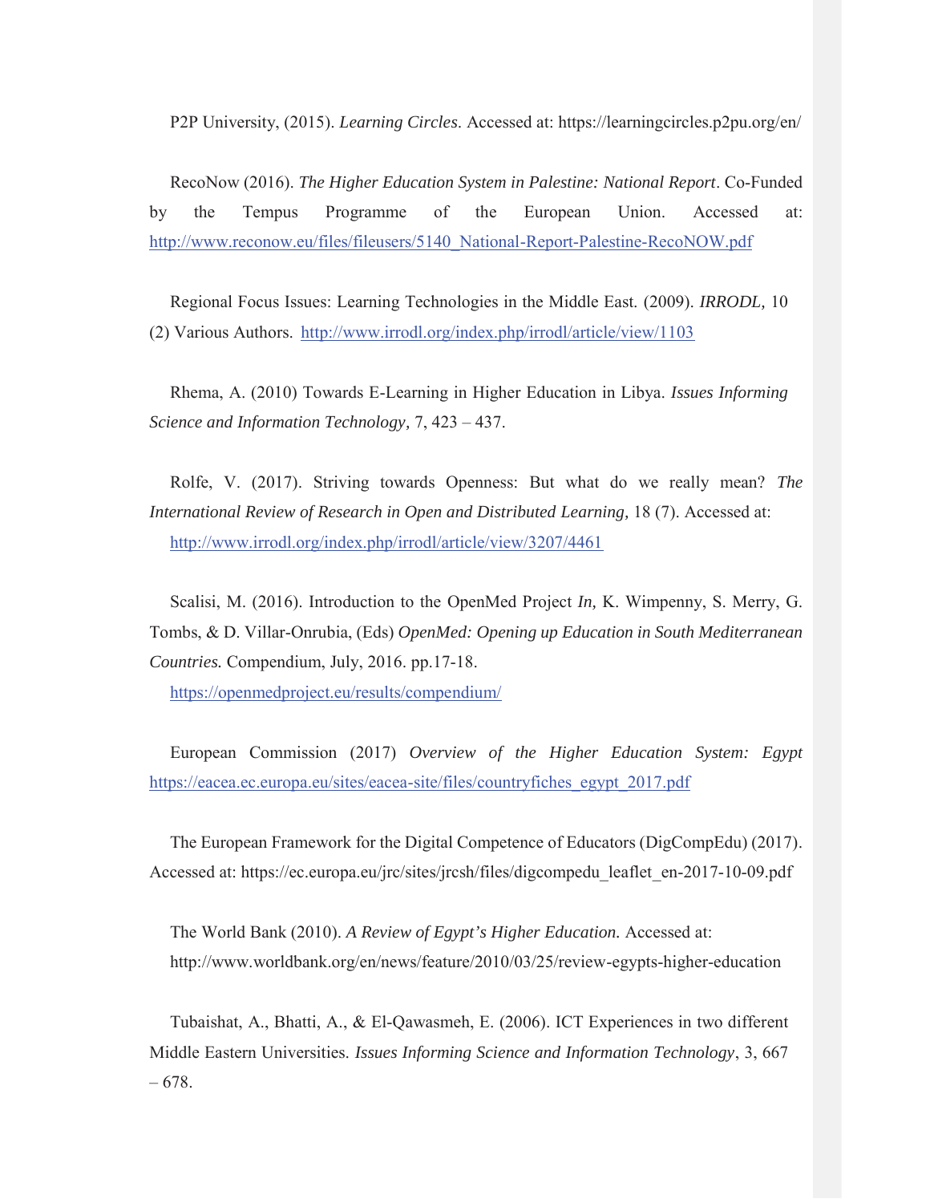P2P University, (2015). *Learning Circles*. Accessed at: https://learningcircles.p2pu.org/en/

RecoNow (2016). *The Higher Education System in Palestine: National Report*. Co-Funded by the Tempus Programme of the European Union. Accessed at: http://www.reconow.eu/files/fileusers/5140_National-Report-Palestine-RecoNOW.pdf

Regional Focus Issues: Learning Technologies in the Middle East. (2009). *IRRODL,* 10 (2) Various Authors. http://www.irrodl.org/index.php/irrodl/article/view/1103

Rhema, A. (2010) Towards E-Learning in Higher Education in Libya. *Issues Informing Science and Information Technology,* 7, 423 – 437.

Rolfe, V. (2017). Striving towards Openness: But what do we really mean? *The International Review of Research in Open and Distributed Learning,* 18 (7). Accessed at: http://www.irrodl.org/index.php/irrodl/article/view/3207/4461

Scalisi, M. (2016). Introduction to the OpenMed Project *In,* K. Wimpenny, S. Merry, G. Tombs, & D. Villar-Onrubia, (Eds) *OpenMed: Opening up Education in South Mediterranean Countries.* Compendium, July, 2016. pp.17-18. https://openmedproject.eu/results/compendium/

European Commission (2017) *Overview of the Higher Education System: Egypt* https://eacea.ec.europa.eu/sites/eacea-site/files/countryfiches_egypt_2017.pdf

The European Framework for the Digital Competence of Educators (DigCompEdu) (2017). Accessed at: https://ec.europa.eu/jrc/sites/jrcsh/files/digcompedu_leaflet_en-2017-10-09.pdf

The World Bank (2010). *A Review of Egypt's Higher Education.* Accessed at: http://www.worldbank.org/en/news/feature/2010/03/25/review-egypts-higher-education

Tubaishat, A., Bhatti, A., & El-Qawasmeh, E. (2006). ICT Experiences in two different Middle Eastern Universities. *Issues Informing Science and Information Technology*, 3, 667 – 678.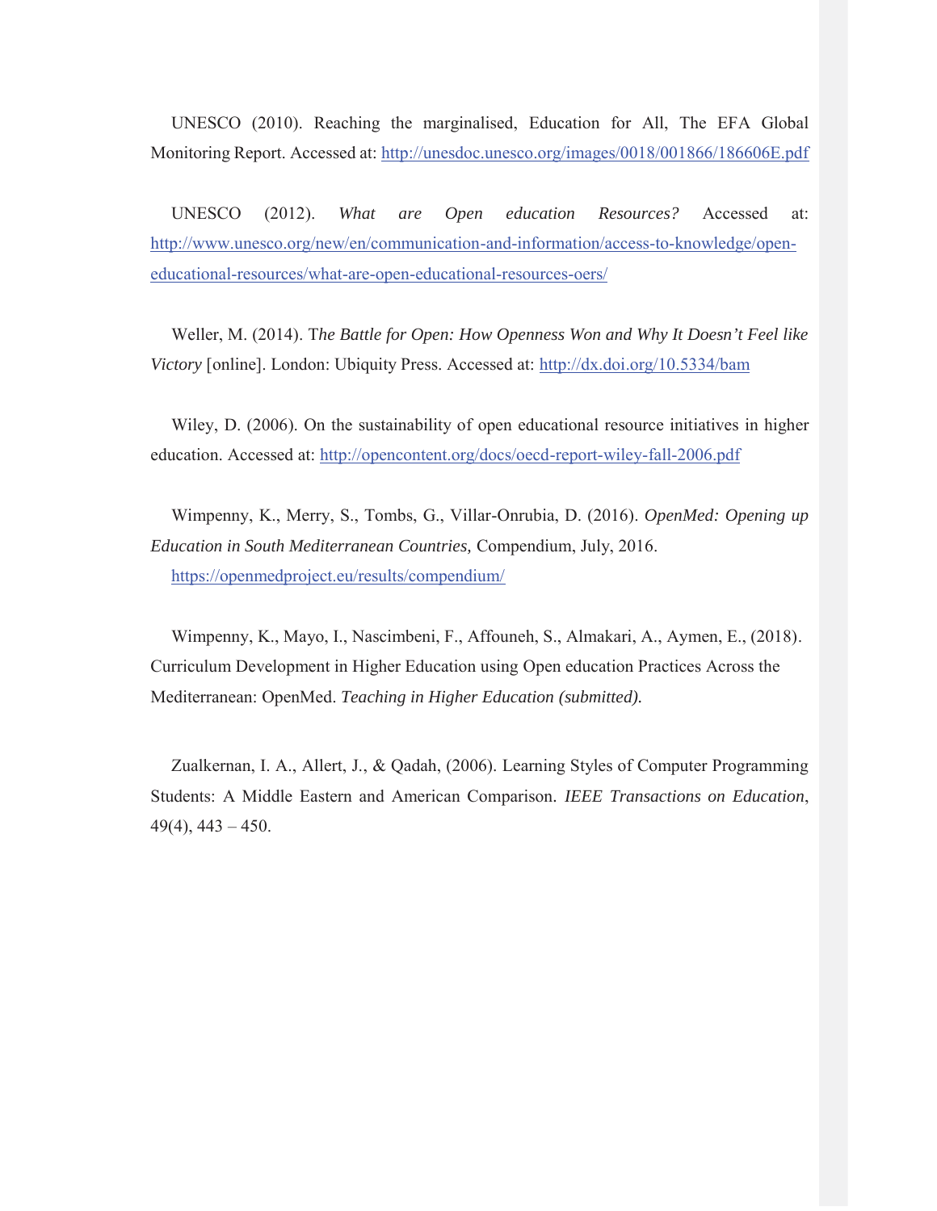UNESCO (2010). Reaching the marginalised, Education for All, The EFA Global Monitoring Report. Accessed at: http://unesdoc.unesco.org/images/0018/001866/186606E.pdf

UNESCO (2012). *What are Open education Resources?* Accessed at: http://www.unesco.org/new/en/communication-and-information/access-to-knowledge/open-educational-resources/what-are-open-educational-resources-oers/

Weller, M. (2014). T*he Battle for Open: How Openness Won and Why It Doesn't Feel like Victory* [online]. London: Ubiquity Press. Accessed at: http://dx.doi.org/10.5334/bam

Wiley, D. (2006). On the sustainability of open educational resource initiatives in higher education. Accessed at: http://opencontent.org/docs/oecd-report-wiley-fall-2006.pdf

Wimpenny, K., Merry, S., Tombs, G., Villar-Onrubia, D. (2016). *OpenMed: Opening up Education in South Mediterranean Countries,* Compendium, July, 2016. https://openmedproject.eu/results/compendium/

Wimpenny, K., Mayo, I., Nascimbeni, F., Affouneh, S., Almakari, A., Aymen, E., (2018). Curriculum Development in Higher Education using Open education Practices Across the Mediterranean: OpenMed. *Teaching in Higher Education (submitted).*

Zualkernan, I. A., Allert, J., & Qadah, (2006). Learning Styles of Computer Programming Students: A Middle Eastern and American Comparison. *IEEE Transactions on Education*, 49(4), 443 – 450.